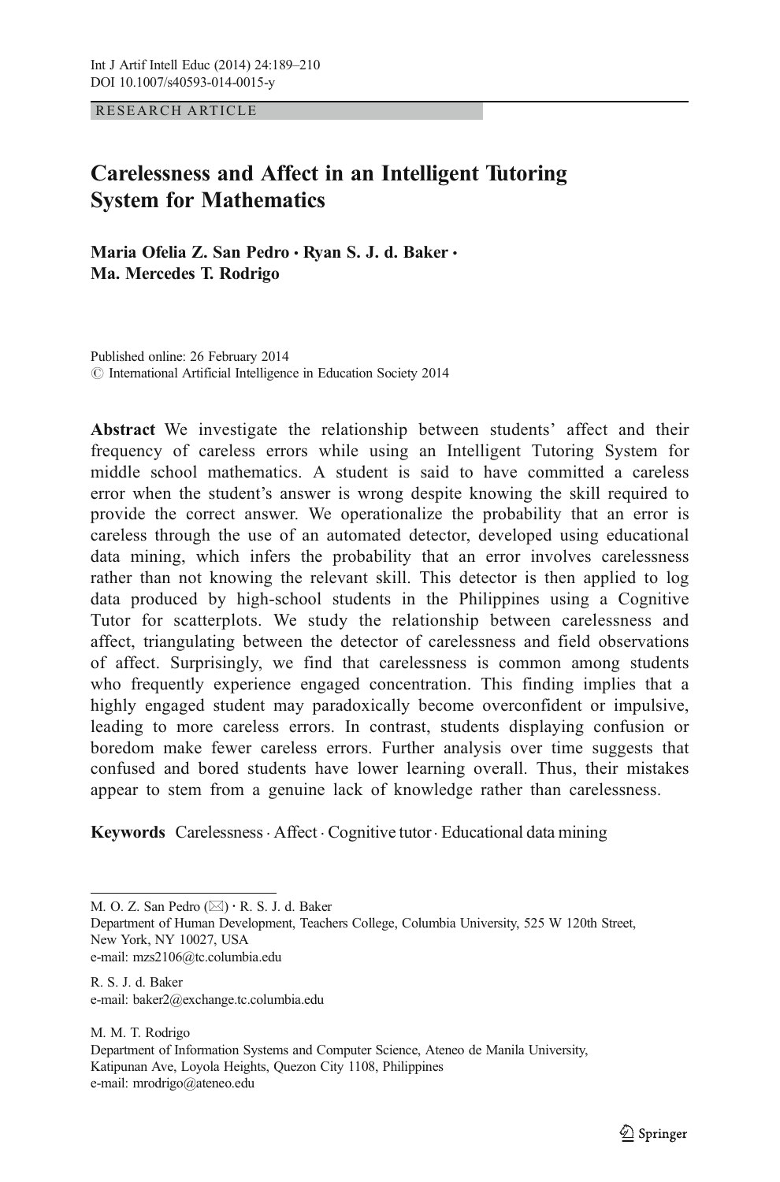RESEARCH ARTICLE

# Carelessness and Affect in an Intelligent Tutoring System for Mathematics

**Maria Ofelia Z. San Pedro · Ryan S. J. d. Baker · Ma. Mercedes T. Rodrigo**

Published online: 26 February 2014
© International Artificial Intelligence in Education Society 2014

**Abstract** We investigate the relationship between students' affect and their frequency of careless errors while using an Intelligent Tutoring System for middle school mathematics. A student is said to have committed a careless error when the student's answer is wrong despite knowing the skill required to provide the correct answer. We operationalize the probability that an error is careless through the use of an automated detector, developed using educational data mining, which infers the probability that an error involves carelessness rather than not knowing the relevant skill. This detector is then applied to log data produced by high-school students in the Philippines using a Cognitive Tutor for scatterplots. We study the relationship between carelessness and affect, triangulating between the detector of carelessness and field observations of affect. Surprisingly, we find that carelessness is common among students who frequently experience engaged concentration. This finding implies that a highly engaged student may paradoxically become overconfident or impulsive, leading to more careless errors. In contrast, students displaying confusion or boredom make fewer careless errors. Further analysis over time suggests that confused and bored students have lower learning overall. Thus, their mistakes appear to stem from a genuine lack of knowledge rather than carelessness.

**Keywords** Carelessness · Affect · Cognitive tutor · Educational data mining

---

M. O. Z. San Pedro (✉) · R. S. J. d. Baker
Department of Human Development, Teachers College, Columbia University, 525 W 120th Street, New York, NY 10027, USA
e-mail: mzs2106@tc.columbia.edu

R. S. J. d. Baker
e-mail: baker2@exchange.tc.columbia.edu

M. M. T. Rodrigo
Department of Information Systems and Computer Science, Ateneo de Manila University, Katipunan Ave, Loyola Heights, Quezon City 1108, Philippines
e-mail: mrodrigo@ateneo.edu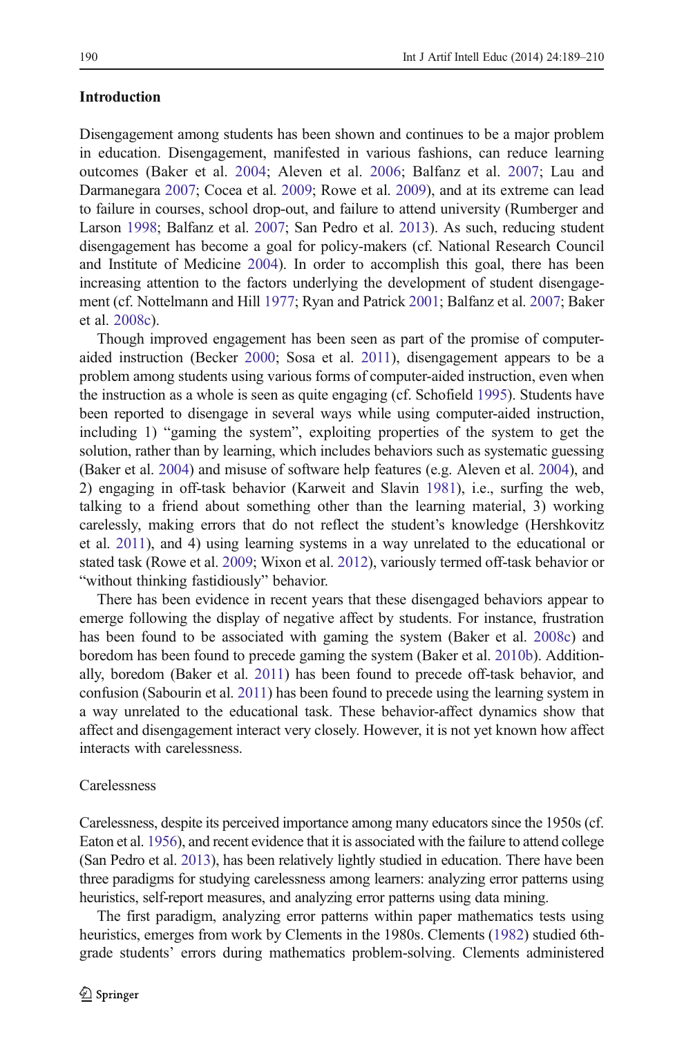## Introduction

Disengagement among students has been shown and continues to be a major problem in education. Disengagement, manifested in various fashions, can reduce learning outcomes (Baker et al. 2004; Aleven et al. 2006; Balfanz et al. 2007; Lau and Darmanegara 2007; Cocea et al. 2009; Rowe et al. 2009), and at its extreme can lead to failure in courses, school drop-out, and failure to attend university (Rumberger and Larson 1998; Balfanz et al. 2007; San Pedro et al. 2013). As such, reducing student disengagement has become a goal for policy-makers (cf. National Research Council and Institute of Medicine 2004). In order to accomplish this goal, there has been increasing attention to the factors underlying the development of student disengagement (cf. Nottelmann and Hill 1977; Ryan and Patrick 2001; Balfanz et al. 2007; Baker et al. 2008c).

Though improved engagement has been seen as part of the promise of computer-aided instruction (Becker 2000; Sosa et al. 2011), disengagement appears to be a problem among students using various forms of computer-aided instruction, even when the instruction as a whole is seen as quite engaging (cf. Schofield 1995). Students have been reported to disengage in several ways while using computer-aided instruction, including 1) "gaming the system", exploiting properties of the system to get the solution, rather than by learning, which includes behaviors such as systematic guessing (Baker et al. 2004) and misuse of software help features (e.g. Aleven et al. 2004), and 2) engaging in off-task behavior (Karweit and Slavin 1981), i.e., surfing the web, talking to a friend about something other than the learning material, 3) working carelessly, making errors that do not reflect the student's knowledge (Hershkovitz et al. 2011), and 4) using learning systems in a way unrelated to the educational or stated task (Rowe et al. 2009; Wixon et al. 2012), variously termed off-task behavior or "without thinking fastidiously" behavior.

There has been evidence in recent years that these disengaged behaviors appear to emerge following the display of negative affect by students. For instance, frustration has been found to be associated with gaming the system (Baker et al. 2008c) and boredom has been found to precede gaming the system (Baker et al. 2010b). Additionally, boredom (Baker et al. 2011) has been found to precede off-task behavior, and confusion (Sabourin et al. 2011) has been found to precede using the learning system in a way unrelated to the educational task. These behavior-affect dynamics show that affect and disengagement interact very closely. However, it is not yet known how affect interacts with carelessness.

### Carelessness

Carelessness, despite its perceived importance among many educators since the 1950s (cf. Eaton et al. 1956), and recent evidence that it is associated with the failure to attend college (San Pedro et al. 2013), has been relatively lightly studied in education. There have been three paradigms for studying carelessness among learners: analyzing error patterns using heuristics, self-report measures, and analyzing error patterns using data mining.

The first paradigm, analyzing error patterns within paper mathematics tests using heuristics, emerges from work by Clements in the 1980s. Clements (1982) studied 6th-grade students' errors during mathematics problem-solving. Clements administered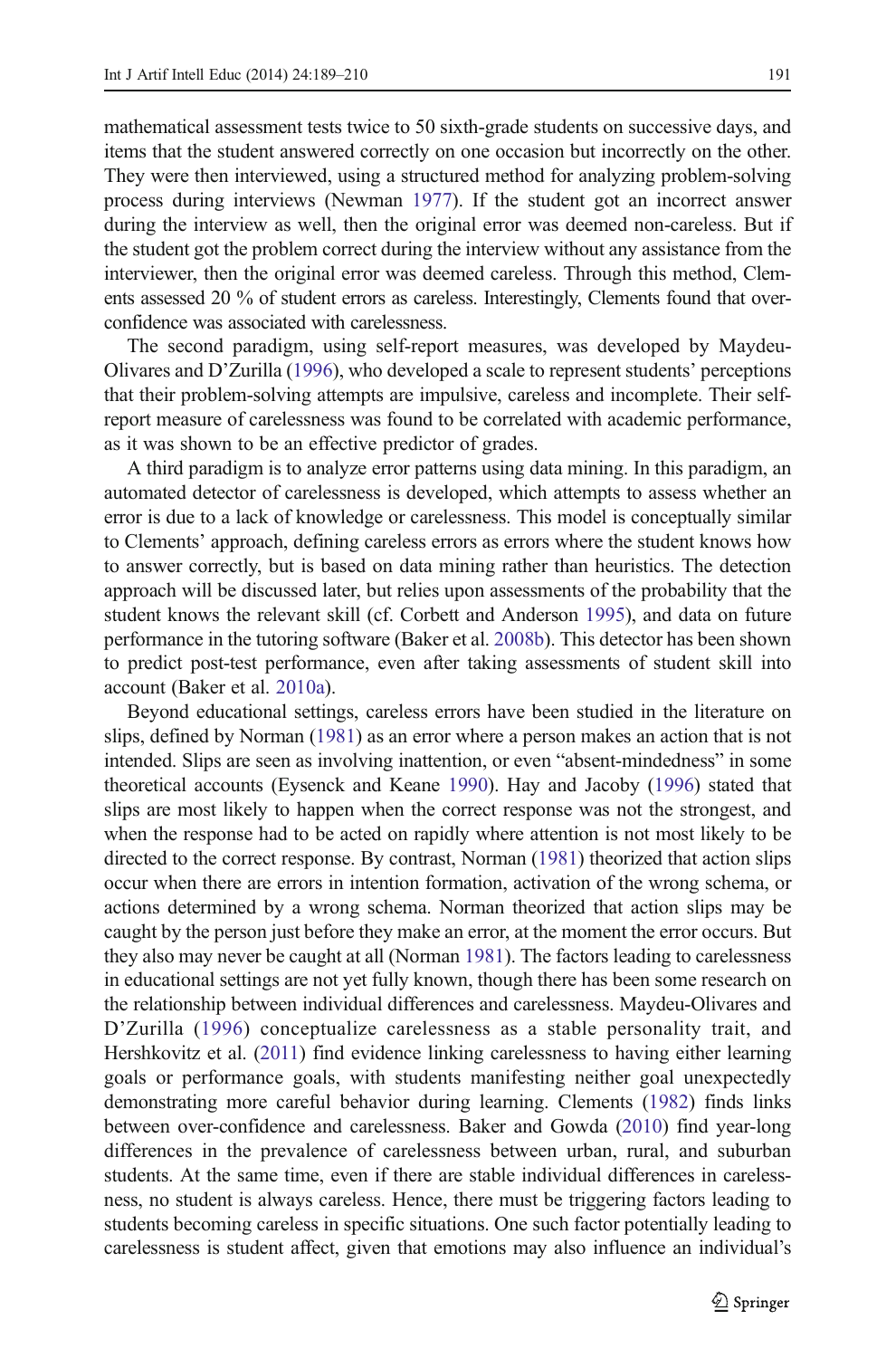mathematical assessment tests twice to 50 sixth-grade students on successive days, and items that the student answered correctly on one occasion but incorrectly on the other. They were then interviewed, using a structured method for analyzing problem-solving process during interviews (Newman 1977). If the student got an incorrect answer during the interview as well, then the original error was deemed non-careless. But if the student got the problem correct during the interview without any assistance from the interviewer, then the original error was deemed careless. Through this method, Clements assessed 20 % of student errors as careless. Interestingly, Clements found that over-confidence was associated with carelessness.

The second paradigm, using self-report measures, was developed by Maydeu-Olivares and D'Zurilla (1996), who developed a scale to represent students' perceptions that their problem-solving attempts are impulsive, careless and incomplete. Their self-report measure of carelessness was found to be correlated with academic performance, as it was shown to be an effective predictor of grades.

A third paradigm is to analyze error patterns using data mining. In this paradigm, an automated detector of carelessness is developed, which attempts to assess whether an error is due to a lack of knowledge or carelessness. This model is conceptually similar to Clements' approach, defining careless errors as errors where the student knows how to answer correctly, but is based on data mining rather than heuristics. The detection approach will be discussed later, but relies upon assessments of the probability that the student knows the relevant skill (cf. Corbett and Anderson 1995), and data on future performance in the tutoring software (Baker et al. 2008b). This detector has been shown to predict post-test performance, even after taking assessments of student skill into account (Baker et al. 2010a).

Beyond educational settings, careless errors have been studied in the literature on slips, defined by Norman (1981) as an error where a person makes an action that is not intended. Slips are seen as involving inattention, or even "absent-mindedness" in some theoretical accounts (Eysenck and Keane 1990). Hay and Jacoby (1996) stated that slips are most likely to happen when the correct response was not the strongest, and when the response had to be acted on rapidly where attention is not most likely to be directed to the correct response. By contrast, Norman (1981) theorized that action slips occur when there are errors in intention formation, activation of the wrong schema, or actions determined by a wrong schema. Norman theorized that action slips may be caught by the person just before they make an error, at the moment the error occurs. But they also may never be caught at all (Norman 1981). The factors leading to carelessness in educational settings are not yet fully known, though there has been some research on the relationship between individual differences and carelessness. Maydeu-Olivares and D'Zurilla (1996) conceptualize carelessness as a stable personality trait, and Hershkovitz et al. (2011) find evidence linking carelessness to having either learning goals or performance goals, with students manifesting neither goal unexpectedly demonstrating more careful behavior during learning. Clements (1982) finds links between over-confidence and carelessness. Baker and Gowda (2010) find year-long differences in the prevalence of carelessness between urban, rural, and suburban students. At the same time, even if there are stable individual differences in carelessness, no student is always careless. Hence, there must be triggering factors leading to students becoming careless in specific situations. One such factor potentially leading to carelessness is student affect, given that emotions may also influence an individual's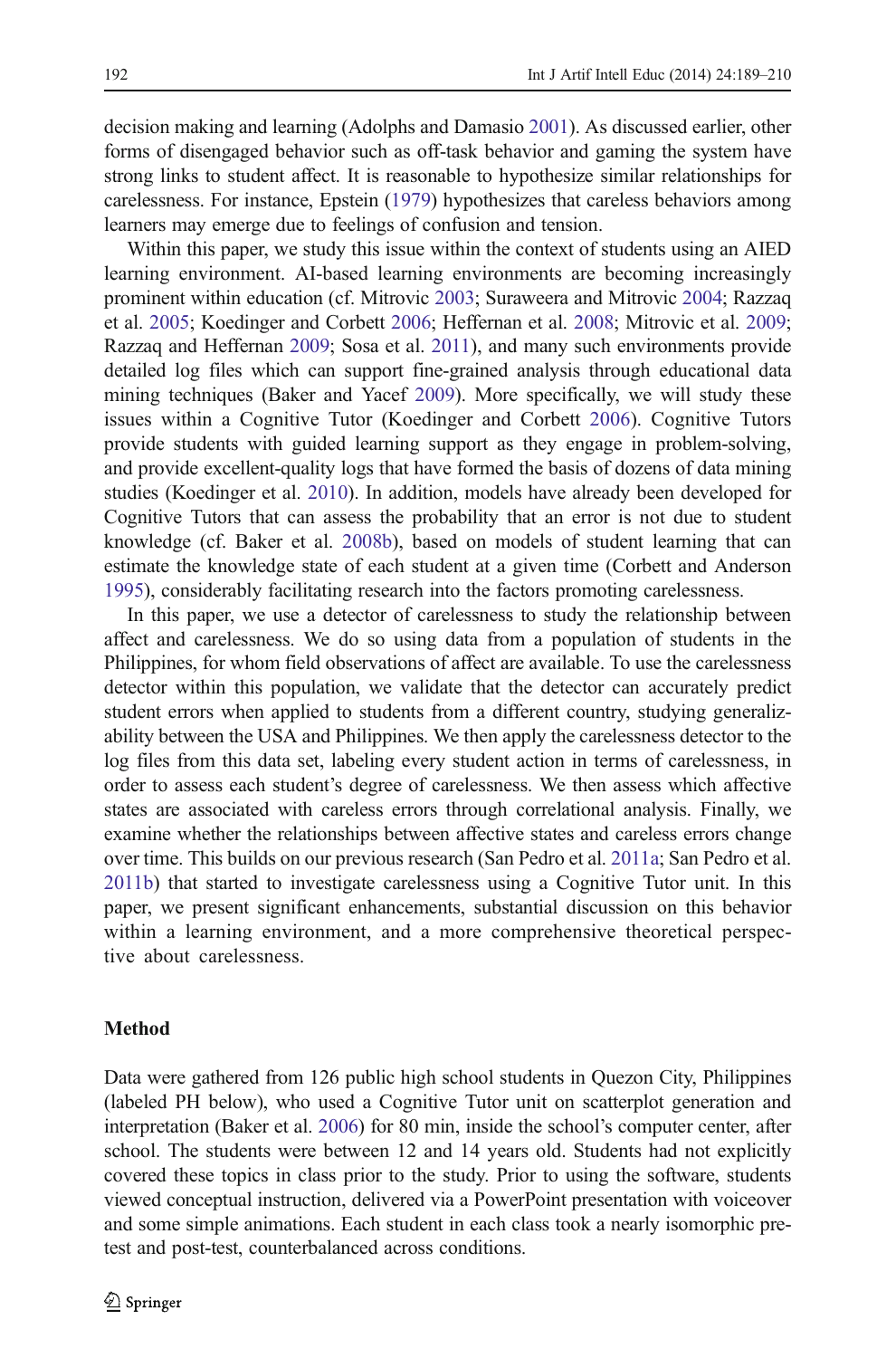decision making and learning (Adolphs and Damasio 2001). As discussed earlier, other forms of disengaged behavior such as off-task behavior and gaming the system have strong links to student affect. It is reasonable to hypothesize similar relationships for carelessness. For instance, Epstein (1979) hypothesizes that careless behaviors among learners may emerge due to feelings of confusion and tension.

Within this paper, we study this issue within the context of students using an AIED learning environment. AI-based learning environments are becoming increasingly prominent within education (cf. Mitrovic 2003; Suraweera and Mitrovic 2004; Razzaq et al. 2005; Koedinger and Corbett 2006; Heffernan et al. 2008; Mitrovic et al. 2009; Razzaq and Heffernan 2009; Sosa et al. 2011), and many such environments provide detailed log files which can support fine-grained analysis through educational data mining techniques (Baker and Yacef 2009). More specifically, we will study these issues within a Cognitive Tutor (Koedinger and Corbett 2006). Cognitive Tutors provide students with guided learning support as they engage in problem-solving, and provide excellent-quality logs that have formed the basis of dozens of data mining studies (Koedinger et al. 2010). In addition, models have already been developed for Cognitive Tutors that can assess the probability that an error is not due to student knowledge (cf. Baker et al. 2008b), based on models of student learning that can estimate the knowledge state of each student at a given time (Corbett and Anderson 1995), considerably facilitating research into the factors promoting carelessness.

In this paper, we use a detector of carelessness to study the relationship between affect and carelessness. We do so using data from a population of students in the Philippines, for whom field observations of affect are available. To use the carelessness detector within this population, we validate that the detector can accurately predict student errors when applied to students from a different country, studying generalizability between the USA and Philippines. We then apply the carelessness detector to the log files from this data set, labeling every student action in terms of carelessness, in order to assess each student's degree of carelessness. We then assess which affective states are associated with careless errors through correlational analysis. Finally, we examine whether the relationships between affective states and careless errors change over time. This builds on our previous research (San Pedro et al. 2011a; San Pedro et al. 2011b) that started to investigate carelessness using a Cognitive Tutor unit. In this paper, we present significant enhancements, substantial discussion on this behavior within a learning environment, and a more comprehensive theoretical perspective about carelessness.

## Method

Data were gathered from 126 public high school students in Quezon City, Philippines (labeled PH below), who used a Cognitive Tutor unit on scatterplot generation and interpretation (Baker et al. 2006) for 80 min, inside the school's computer center, after school. The students were between 12 and 14 years old. Students had not explicitly covered these topics in class prior to the study. Prior to using the software, students viewed conceptual instruction, delivered via a PowerPoint presentation with voiceover and some simple animations. Each student in each class took a nearly isomorphic pre-test and post-test, counterbalanced across conditions.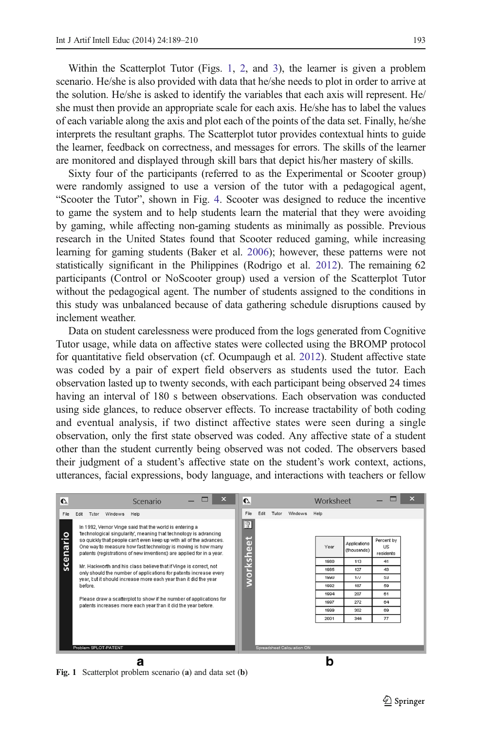Within the Scatterplot Tutor (Figs. 1, 2, and 3), the learner is given a problem scenario. He/she is also provided with data that he/she needs to plot in order to arrive at the solution. He/she is asked to identify the variables that each axis will represent. He/she must then provide an appropriate scale for each axis. He/she has to label the values of each variable along the axis and plot each of the points of the data set. Finally, he/she interprets the resultant graphs. The Scatterplot tutor provides contextual hints to guide the learner, feedback on correctness, and messages for errors. The skills of the learner are monitored and displayed through skill bars that depict his/her mastery of skills.

Sixty four of the participants (referred to as the Experimental or Scooter group) were randomly assigned to use a version of the tutor with a pedagogical agent, "Scooter the Tutor", shown in Fig. 4. Scooter was designed to reduce the incentive to game the system and to help students learn the material that they were avoiding by gaming, while affecting non-gaming students as minimally as possible. Previous research in the United States found that Scooter reduced gaming, while increasing learning for gaming students (Baker et al. 2006); however, these patterns were not statistically significant in the Philippines (Rodrigo et al. 2012). The remaining 62 participants (Control or NoScooter group) used a version of the Scatterplot Tutor without the pedagogical agent. The number of students assigned to the conditions in this study was unbalanced because of data gathering schedule disruptions caused by inclement weather.

Data on student carelessness were produced from the logs generated from Cognitive Tutor usage, while data on affective states were collected using the BROMP protocol for quantitative field observation (cf. Ocumpaugh et al. 2012). Student affective state was coded by a pair of expert field observers as students used the tutor. Each observation lasted up to twenty seconds, with each participant being observed 24 times having an interval of 180 s between observations. Each observation was conducted using side glances, to reduce observer effects. To increase tractability of both coding and eventual analysis, if two distinct affective states were seen during a single observation, only the first state observed was coded. Any affective state of a student other than the student currently being observed was not coded. The observers based their judgment of a student's affective state on the student's work context, actions, utterances, facial expressions, body language, and interactions with teachers or fellow

**Scenario**

In 1992, Vernor Vinge said that the world is entering a 'technological singularity', meaning that technology is advancing so quickly that people can't even keep up with all of the advances. One way to measure how fast technology is moving is how many patents (registrations of new inventions) are applied for in a year.

Mr. Hackworth and his class believe that if Vinge is correct, not only should the number of applications for patents increase every year, but it should increase more each year than it did the year before.

Please draw a scatterplot to show if the number of applications for patents increases more each year than it did the year before.

Problem SPLOT-PATENT

**Worksheet**

| Year | Applications (thousands) | Percent by US residents |
|---|---|---|
| 1980 | 113 | 41 |
| 1985 | 127 | 43 |
| 1990 | 177 | 53 |
| 1992 | 187 | 59 |
| 1994 | 207 | 61 |
| 1997 | 272 | 64 |
| 1999 | 302 | 69 |
| 2001 | 344 | 77 |

Spreadsheet Calculation ON

**Fig. 1** Scatterplot problem scenario (**a**) and data set (**b**)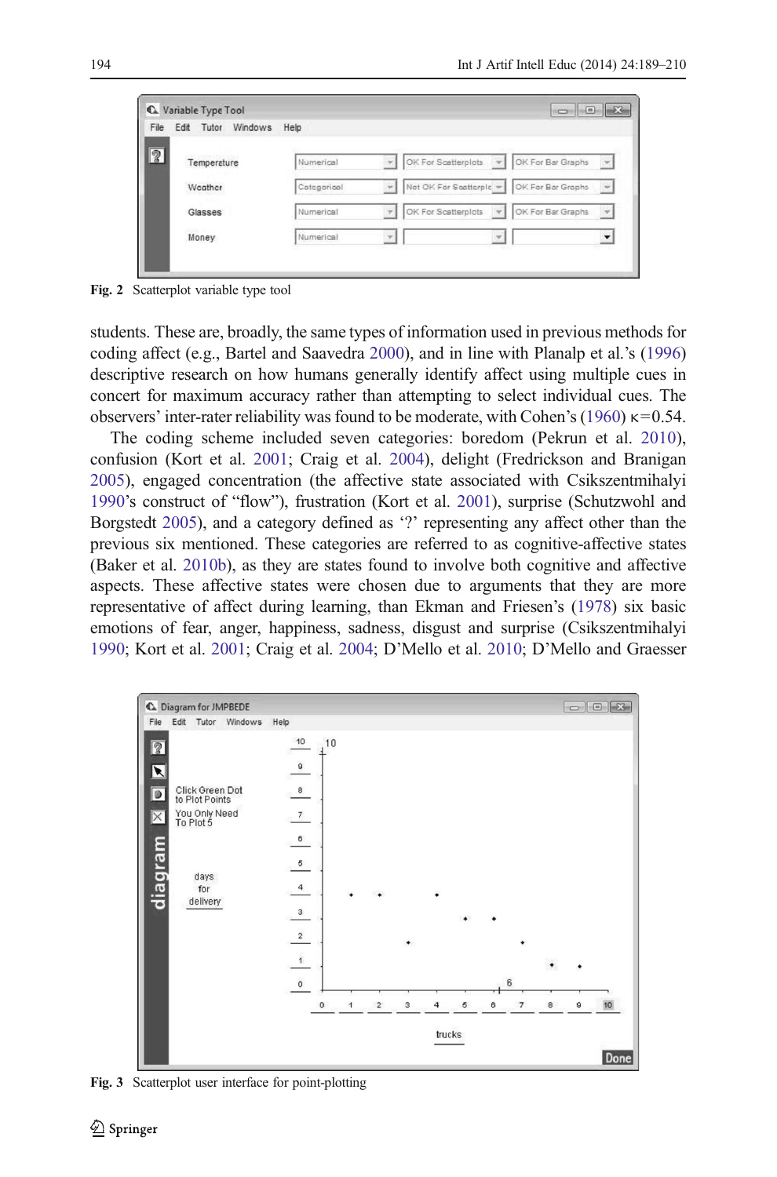Fig. 2 Scatterplot variable type tool

students. These are, broadly, the same types of information used in previous methods for coding affect (e.g., Bartel and Saavedra 2000), and in line with Planalp et al.'s (1996) descriptive research on how humans generally identify affect using multiple cues in concert for maximum accuracy rather than attempting to select individual cues. The observers' inter-rater reliability was found to be moderate, with Cohen's (1960) $\kappa=0.54$.

The coding scheme included seven categories: boredom (Pekrun et al. 2010), confusion (Kort et al. 2001; Craig et al. 2004), delight (Fredrickson and Branigan 2005), engaged concentration (the affective state associated with Csikszentmihalyi 1990's construct of "flow"), frustration (Kort et al. 2001), surprise (Schutzwohl and Borgstedt 2005), and a category defined as '?' representing any affect other than the previous six mentioned. These categories are referred to as cognitive-affective states (Baker et al. 2010b), as they are states found to involve both cognitive and affective aspects. These affective states were chosen due to arguments that they are more representative of affect during learning, than Ekman and Friesen's (1978) six basic emotions of fear, anger, happiness, sadness, disgust and surprise (Csikszentmihalyi 1990; Kort et al. 2001; Craig et al. 2004; D'Mello et al. 2010; D'Mello and Graesser

Fig. 3 Scatterplot user interface for point-plotting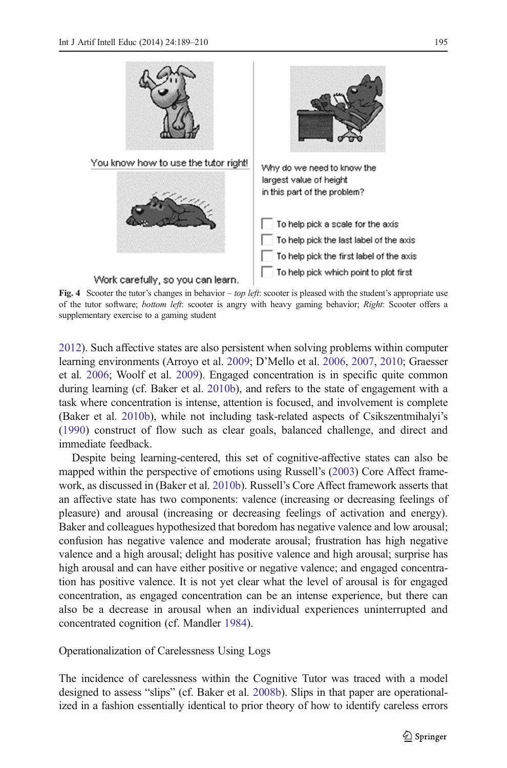You know how to use the tutor right!

Work carefully, so you can learn.

Why do we need to know the largest value of height in this part of the problem?

- To help pick a scale for the axis
- To help pick the last label of the axis
- To help pick the first label of the axis
- To help pick which point to plot first

**Fig. 4** Scooter the tutor's changes in behavior – *top left*: scooter is pleased with the student's appropriate use of the tutor software; *bottom left*: scooter is angry with heavy gaming behavior; *Right*: Scooter offers a supplementary exercise to a gaming student

2012). Such affective states are also persistent when solving problems within computer learning environments (Arroyo et al. 2009; D'Mello et al. 2006, 2007, 2010; Graesser et al. 2006; Woolf et al. 2009). Engaged concentration is in specific quite common during learning (cf. Baker et al. 2010b), and refers to the state of engagement with a task where concentration is intense, attention is focused, and involvement is complete (Baker et al. 2010b), while not including task-related aspects of Csikszentmihalyi's (1990) construct of flow such as clear goals, balanced challenge, and direct and immediate feedback.

Despite being learning-centered, this set of cognitive-affective states can also be mapped within the perspective of emotions using Russell's (2003) Core Affect framework, as discussed in (Baker et al. 2010b). Russell's Core Affect framework asserts that an affective state has two components: valence (increasing or decreasing feelings of pleasure) and arousal (increasing or decreasing feelings of activation and energy). Baker and colleagues hypothesized that boredom has negative valence and low arousal; confusion has negative valence and moderate arousal; frustration has high negative valence and a high arousal; delight has positive valence and high arousal; surprise has high arousal and can have either positive or negative valence; and engaged concentration has positive valence. It is not yet clear what the level of arousal is for engaged concentration, as engaged concentration can be an intense experience, but there can also be a decrease in arousal when an individual experiences uninterrupted and concentrated cognition (cf. Mandler 1984).

## Operationalization of Carelessness Using Logs

The incidence of carelessness within the Cognitive Tutor was traced with a model designed to assess "slips" (cf. Baker et al. 2008b). Slips in that paper are operationalized in a fashion essentially identical to prior theory of how to identify careless errors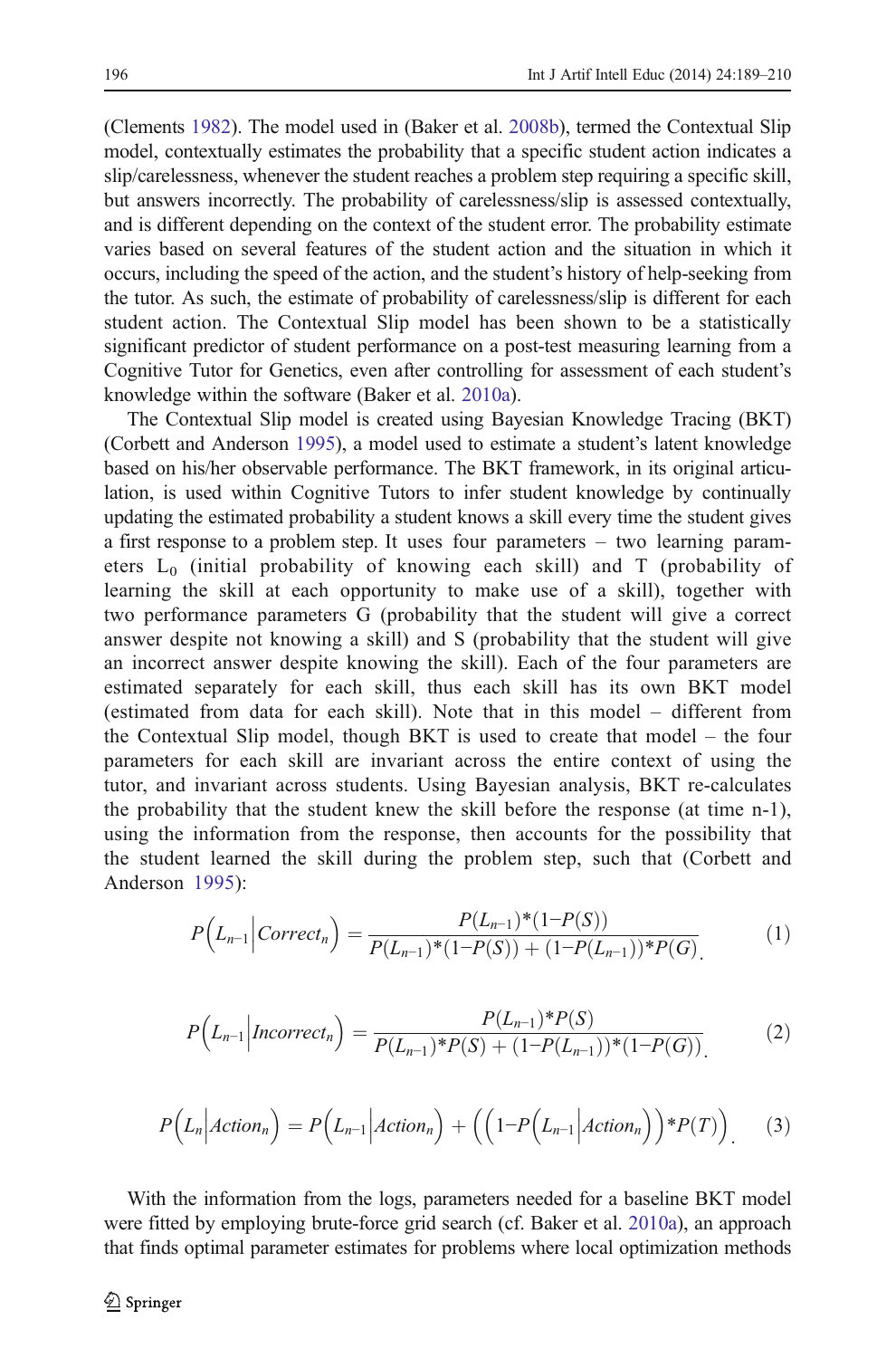(Clements 1982). The model used in (Baker et al. 2008b), termed the Contextual Slip model, contextually estimates the probability that a specific student action indicates a slip/carelessness, whenever the student reaches a problem step requiring a specific skill, but answers incorrectly. The probability of carelessness/slip is assessed contextually, and is different depending on the context of the student error. The probability estimate varies based on several features of the student action and the situation in which it occurs, including the speed of the action, and the student's history of help-seeking from the tutor. As such, the estimate of probability of carelessness/slip is different for each student action. The Contextual Slip model has been shown to be a statistically significant predictor of student performance on a post-test measuring learning from a Cognitive Tutor for Genetics, even after controlling for assessment of each student's knowledge within the software (Baker et al. 2010a).

The Contextual Slip model is created using Bayesian Knowledge Tracing (BKT) (Corbett and Anderson 1995), a model used to estimate a student's latent knowledge based on his/her observable performance. The BKT framework, in its original articulation, is used within Cognitive Tutors to infer student knowledge by continually updating the estimated probability a student knows a skill every time the student gives a first response to a problem step. It uses four parameters – two learning parameters $L_0$ (initial probability of knowing each skill) and T (probability of learning the skill at each opportunity to make use of a skill), together with two performance parameters G (probability that the student will give a correct answer despite not knowing a skill) and S (probability that the student will give an incorrect answer despite knowing the skill). Each of the four parameters are estimated separately for each skill, thus each skill has its own BKT model (estimated from data for each skill). Note that in this model – different from the Contextual Slip model, though BKT is used to create that model – the four parameters for each skill are invariant across the entire context of using the tutor, and invariant across students. Using Bayesian analysis, BKT re-calculates the probability that the student knew the skill before the response (at time n-1), using the information from the response, then accounts for the possibility that the student learned the skill during the problem step, such that (Corbett and Anderson 1995):

$$P\left(L_{n-1}\middle|Correct_n\right) = \frac{P(L_{n-1})*(1-P(S))}{P(L_{n-1})*(1-P(S)) + (1-P(L_{n-1}))*P(G)} \tag{1}$$

$$P\left(L_{n-1}\middle|Incorrect_n\right) = \frac{P(L_{n-1})*P(S)}{P(L_{n-1})*P(S) + (1-P(L_{n-1}))*(1-P(G))} \tag{2}$$

$$P\left(L_n\middle|Action_n\right) = P\left(L_{n-1}\middle|Action_n\right) + \left(\left(1-P\left(L_{n-1}\middle|Action_n\right)\right)*P(T)\right) \tag{3}$$

With the information from the logs, parameters needed for a baseline BKT model were fitted by employing brute-force grid search (cf. Baker et al. 2010a), an approach that finds optimal parameter estimates for problems where local optimization methods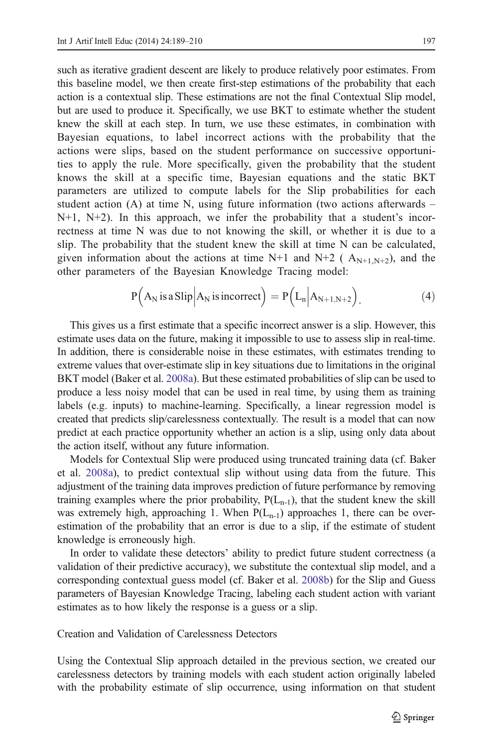such as iterative gradient descent are likely to produce relatively poor estimates. From this baseline model, we then create first-step estimations of the probability that each action is a contextual slip. These estimations are not the final Contextual Slip model, but are used to produce it. Specifically, we use BKT to estimate whether the student knew the skill at each step. In turn, we use these estimates, in combination with Bayesian equations, to label incorrect actions with the probability that the actions were slips, based on the student performance on successive opportunities to apply the rule. More specifically, given the probability that the student knows the skill at a specific time, Bayesian equations and the static BKT parameters are utilized to compute labels for the Slip probabilities for each student action (A) at time N, using future information (two actions afterwards – N+1, N+2). In this approach, we infer the probability that a student's incorrectness at time N was due to not knowing the skill, or whether it is due to a slip. The probability that the student knew the skill at time N can be calculated, given information about the actions at time N+1 and N+2 ( $A_{N+1,N+2}$), and the other parameters of the Bayesian Knowledge Tracing model:

$$P\left(A_N \text{ is a Slip} \middle| A_N \text{ is incorrect}\right) = P\left(L_n \middle| A_{N+1,N+2}\right). \tag{4}$$

This gives us a first estimate that a specific incorrect answer is a slip. However, this estimate uses data on the future, making it impossible to use to assess slip in real-time. In addition, there is considerable noise in these estimates, with estimates trending to extreme values that over-estimate slip in key situations due to limitations in the original BKT model (Baker et al. 2008a). But these estimated probabilities of slip can be used to produce a less noisy model that can be used in real time, by using them as training labels (e.g. inputs) to machine-learning. Specifically, a linear regression model is created that predicts slip/carelessness contextually. The result is a model that can now predict at each practice opportunity whether an action is a slip, using only data about the action itself, without any future information.

Models for Contextual Slip were produced using truncated training data (cf. Baker et al. 2008a), to predict contextual slip without using data from the future. This adjustment of the training data improves prediction of future performance by removing training examples where the prior probability, $P(L_{n-1})$, that the student knew the skill was extremely high, approaching 1. When $P(L_{n-1})$ approaches 1, there can be over-estimation of the probability that an error is due to a slip, if the estimate of student knowledge is erroneously high.

In order to validate these detectors' ability to predict future student correctness (a validation of their predictive accuracy), we substitute the contextual slip model, and a corresponding contextual guess model (cf. Baker et al. 2008b) for the Slip and Guess parameters of Bayesian Knowledge Tracing, labeling each student action with variant estimates as to how likely the response is a guess or a slip.

## Creation and Validation of Carelessness Detectors

Using the Contextual Slip approach detailed in the previous section, we created our carelessness detectors by training models with each student action originally labeled with the probability estimate of slip occurrence, using information on that student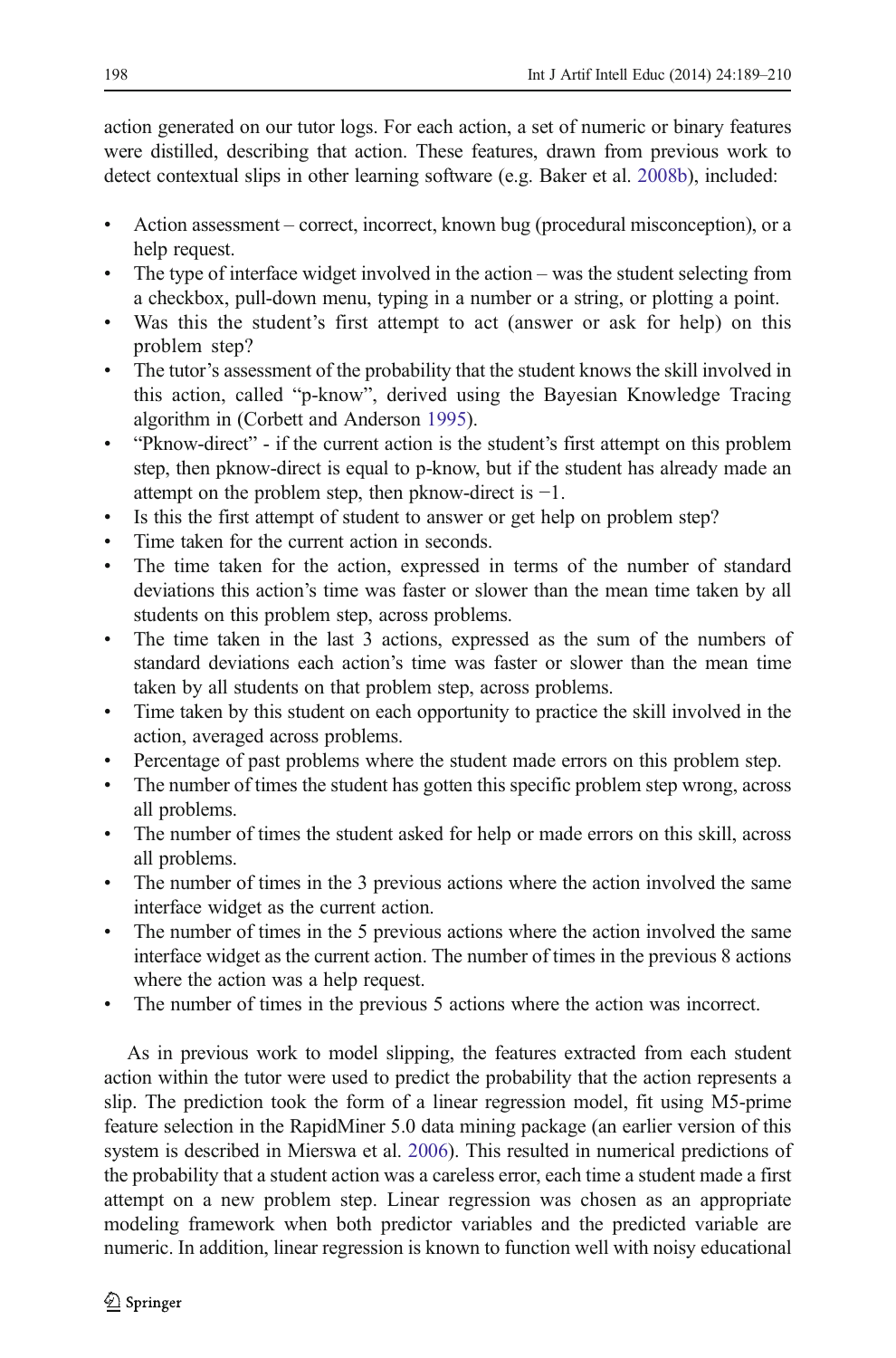action generated on our tutor logs. For each action, a set of numeric or binary features were distilled, describing that action. These features, drawn from previous work to detect contextual slips in other learning software (e.g. Baker et al. 2008b), included:

- Action assessment – correct, incorrect, known bug (procedural misconception), or a help request.
- The type of interface widget involved in the action – was the student selecting from a checkbox, pull-down menu, typing in a number or a string, or plotting a point.
- Was this the student's first attempt to act (answer or ask for help) on this problem step?
- The tutor's assessment of the probability that the student knows the skill involved in this action, called "p-know", derived using the Bayesian Knowledge Tracing algorithm in (Corbett and Anderson 1995).
- "Pknow-direct" - if the current action is the student's first attempt on this problem step, then pknow-direct is equal to p-know, but if the student has already made an attempt on the problem step, then pknow-direct is −1.
- Is this the first attempt of student to answer or get help on problem step?
- Time taken for the current action in seconds.
- The time taken for the action, expressed in terms of the number of standard deviations this action's time was faster or slower than the mean time taken by all students on this problem step, across problems.
- The time taken in the last 3 actions, expressed as the sum of the numbers of standard deviations each action's time was faster or slower than the mean time taken by all students on that problem step, across problems.
- Time taken by this student on each opportunity to practice the skill involved in the action, averaged across problems.
- Percentage of past problems where the student made errors on this problem step.
- The number of times the student has gotten this specific problem step wrong, across all problems.
- The number of times the student asked for help or made errors on this skill, across all problems.
- The number of times in the 3 previous actions where the action involved the same interface widget as the current action.
- The number of times in the 5 previous actions where the action involved the same interface widget as the current action. The number of times in the previous 8 actions where the action was a help request.
- The number of times in the previous 5 actions where the action was incorrect.

As in previous work to model slipping, the features extracted from each student action within the tutor were used to predict the probability that the action represents a slip. The prediction took the form of a linear regression model, fit using M5-prime feature selection in the RapidMiner 5.0 data mining package (an earlier version of this system is described in Mierswa et al. 2006). This resulted in numerical predictions of the probability that a student action was a careless error, each time a student made a first attempt on a new problem step. Linear regression was chosen as an appropriate modeling framework when both predictor variables and the predicted variable are numeric. In addition, linear regression is known to function well with noisy educational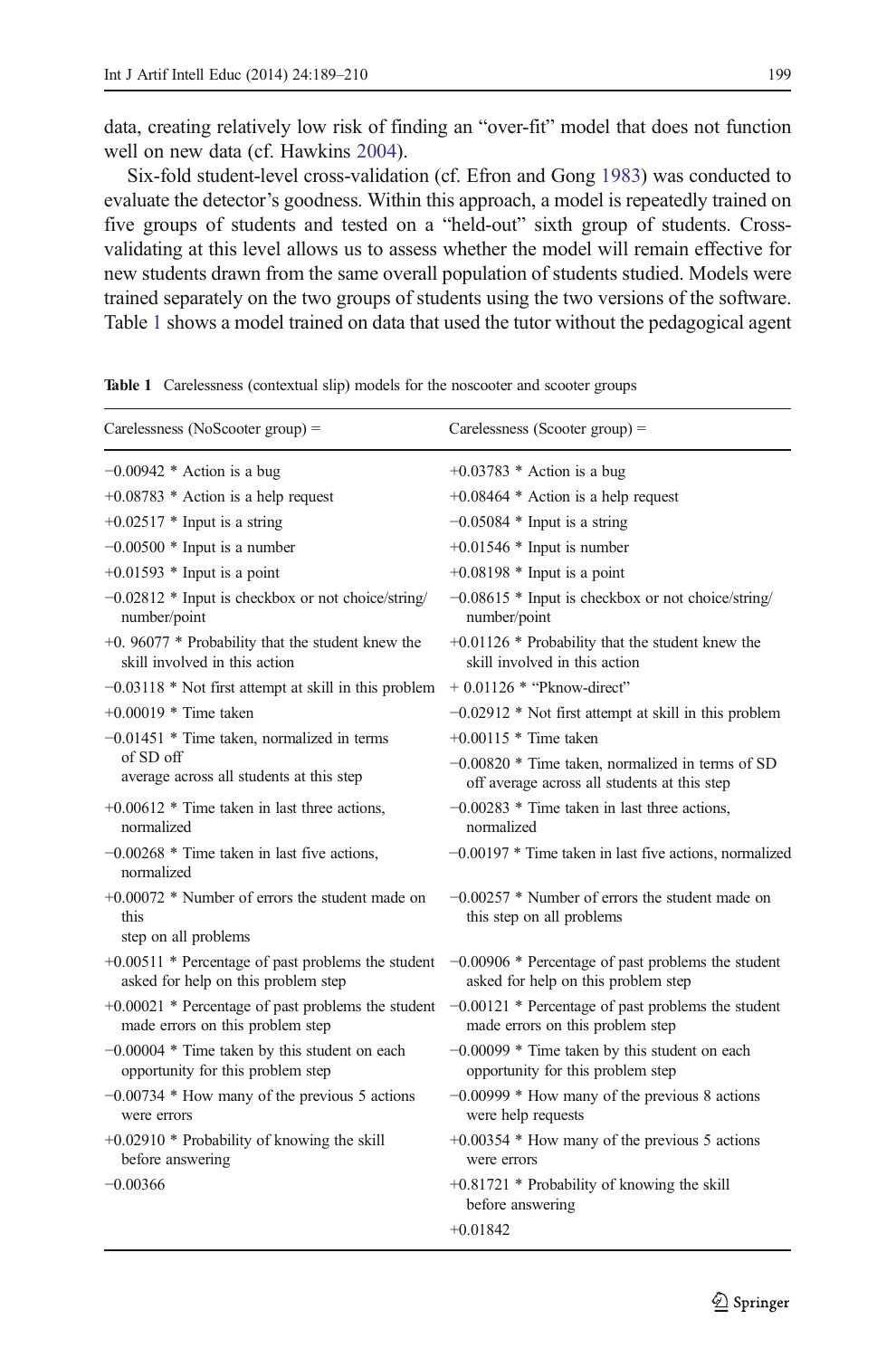data, creating relatively low risk of finding an "over-fit" model that does not function well on new data (cf. Hawkins 2004).

Six-fold student-level cross-validation (cf. Efron and Gong 1983) was conducted to evaluate the detector's goodness. Within this approach, a model is repeatedly trained on five groups of students and tested on a "held-out" sixth group of students. Cross-validating at this level allows us to assess whether the model will remain effective for new students drawn from the same overall population of students studied. Models were trained separately on the two groups of students using the two versions of the software. Table 1 shows a model trained on data that used the tutor without the pedagogical agent

**Table 1** Carelessness (contextual slip) models for the noscooter and scooter groups

| Carelessness (NoScooter group) = | Carelessness (Scooter group) = |
|---|---|
| −0.00942 * Action is a bug | +0.03783 * Action is a bug |
| +0.08783 * Action is a help request | +0.08464 * Action is a help request |
| +0.02517 * Input is a string | −0.05084 * Input is a string |
| −0.00500 * Input is a number | +0.01546 * Input is number |
| +0.01593 * Input is a point | +0.08198 * Input is a point |
| −0.02812 * Input is checkbox or not choice/string/ number/point | −0.08615 * Input is checkbox or not choice/string/ number/point |
| +0. 96077 * Probability that the student knew the skill involved in this action | +0.01126 * Probability that the student knew the skill involved in this action |
| −0.03118 * Not first attempt at skill in this problem | + 0.01126 * "Pknow-direct" |
| +0.00019 * Time taken | −0.02912 * Not first attempt at skill in this problem |
| −0.01451 * Time taken, normalized in terms of SD off average across all students at this step | +0.00115 * Time taken |
| | −0.00820 * Time taken, normalized in terms of SD off average across all students at this step |
| +0.00612 * Time taken in last three actions, normalized | −0.00283 * Time taken in last three actions, normalized |
| −0.00268 * Time taken in last five actions, normalized | −0.00197 * Time taken in last five actions, normalized |
| +0.00072 * Number of errors the student made on this step on all problems | −0.00257 * Number of errors the student made on this step on all problems |
| +0.00511 * Percentage of past problems the student asked for help on this problem step | −0.00906 * Percentage of past problems the student asked for help on this problem step |
| +0.00021 * Percentage of past problems the student made errors on this problem step | −0.00121 * Percentage of past problems the student made errors on this problem step |
| −0.00004 * Time taken by this student on each opportunity for this problem step | −0.00099 * Time taken by this student on each opportunity for this problem step |
| −0.00734 * How many of the previous 5 actions were errors | −0.00999 * How many of the previous 8 actions were help requests |
| +0.02910 * Probability of knowing the skill before answering | +0.00354 * How many of the previous 5 actions were errors |
| −0.00366 | +0.81721 * Probability of knowing the skill before answering |
| | +0.01842 |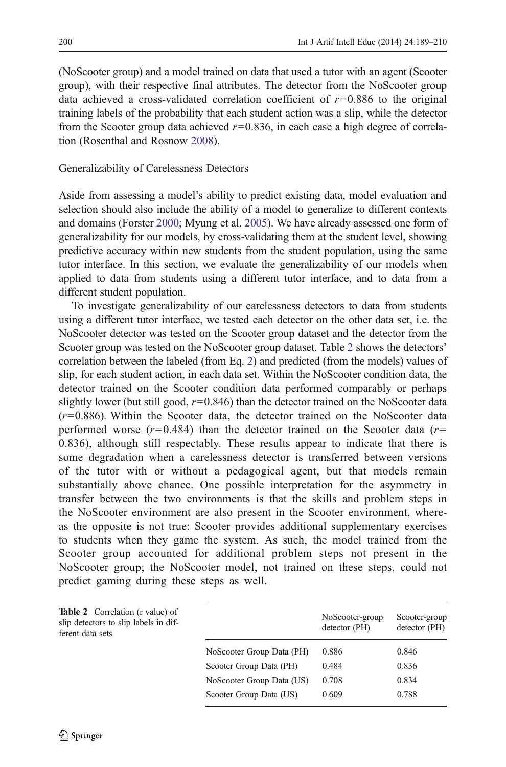(NoScooter group) and a model trained on data that used a tutor with an agent (Scooter group), with their respective final attributes. The detector from the NoScooter group data achieved a cross-validated correlation coefficient of $r=0.886$ to the original training labels of the probability that each student action was a slip, while the detector from the Scooter group data achieved $r=0.836$, in each case a high degree of correlation (Rosenthal and Rosnow 2008).

## Generalizability of Carelessness Detectors

Aside from assessing a model's ability to predict existing data, model evaluation and selection should also include the ability of a model to generalize to different contexts and domains (Forster 2000; Myung et al. 2005). We have already assessed one form of generalizability for our models, by cross-validating them at the student level, showing predictive accuracy within new students from the student population, using the same tutor interface. In this section, we evaluate the generalizability of our models when applied to data from students using a different tutor interface, and to data from a different student population.

To investigate generalizability of our carelessness detectors to data from students using a different tutor interface, we tested each detector on the other data set, i.e. the NoScooter detector was tested on the Scooter group dataset and the detector from the Scooter group was tested on the NoScooter group dataset. Table 2 shows the detectors' correlation between the labeled (from Eq. 2) and predicted (from the models) values of slip, for each student action, in each data set. Within the NoScooter condition data, the detector trained on the Scooter condition data performed comparably or perhaps slightly lower (but still good, $r=0.846$) than the detector trained on the NoScooter data ($r=0.886$). Within the Scooter data, the detector trained on the NoScooter data performed worse ($r=0.484$) than the detector trained on the Scooter data ($r=0.836$), although still respectably. These results appear to indicate that there is some degradation when a carelessness detector is transferred between versions of the tutor with or without a pedagogical agent, but that models remain substantially above chance. One possible interpretation for the asymmetry in transfer between the two environments is that the skills and problem steps in the NoScooter environment are also present in the Scooter environment, whereas the opposite is not true: Scooter provides additional supplementary exercises to students when they game the system. As such, the model trained from the Scooter group accounted for additional problem steps not present in the NoScooter group; the NoScooter model, not trained on these steps, could not predict gaming during these steps as well.

**Table 2** Correlation (r value) of slip detectors to slip labels in different data sets

| | NoScooter-group detector (PH) | Scooter-group detector (PH) |
|---|---|---|
| NoScooter Group Data (PH) | 0.886 | 0.846 |
| Scooter Group Data (PH) | 0.484 | 0.836 |
| NoScooter Group Data (US) | 0.708 | 0.834 |
| Scooter Group Data (US) | 0.609 | 0.788 |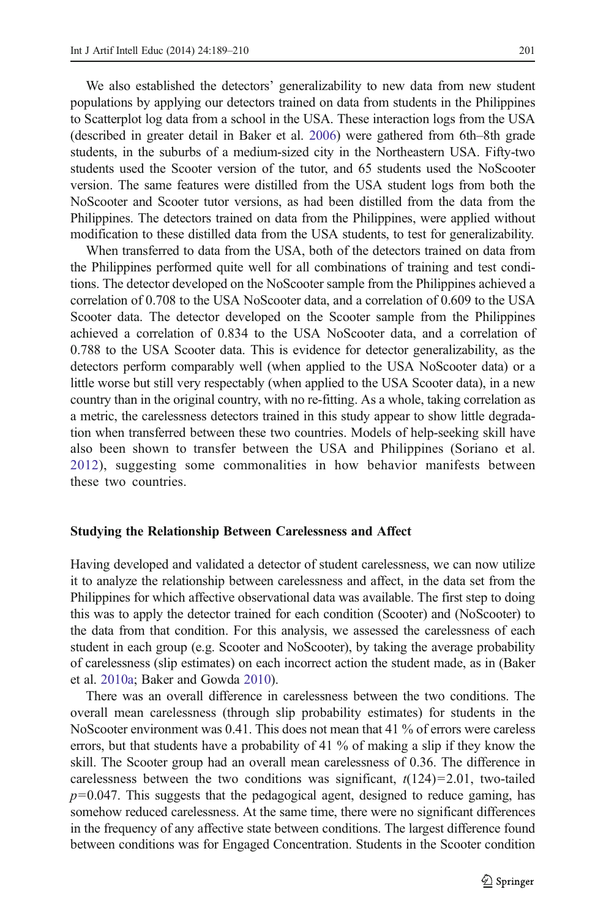We also established the detectors' generalizability to new data from new student populations by applying our detectors trained on data from students in the Philippines to Scatterplot log data from a school in the USA. These interaction logs from the USA (described in greater detail in Baker et al. 2006) were gathered from 6th–8th grade students, in the suburbs of a medium-sized city in the Northeastern USA. Fifty-two students used the Scooter version of the tutor, and 65 students used the NoScooter version. The same features were distilled from the USA student logs from both the NoScooter and Scooter tutor versions, as had been distilled from the data from the Philippines. The detectors trained on data from the Philippines, were applied without modification to these distilled data from the USA students, to test for generalizability.

When transferred to data from the USA, both of the detectors trained on data from the Philippines performed quite well for all combinations of training and test conditions. The detector developed on the NoScooter sample from the Philippines achieved a correlation of 0.708 to the USA NoScooter data, and a correlation of 0.609 to the USA Scooter data. The detector developed on the Scooter sample from the Philippines achieved a correlation of 0.834 to the USA NoScooter data, and a correlation of 0.788 to the USA Scooter data. This is evidence for detector generalizability, as the detectors perform comparably well (when applied to the USA NoScooter data) or a little worse but still very respectably (when applied to the USA Scooter data), in a new country than in the original country, with no re-fitting. As a whole, taking correlation as a metric, the carelessness detectors trained in this study appear to show little degradation when transferred between these two countries. Models of help-seeking skill have also been shown to transfer between the USA and Philippines (Soriano et al. 2012), suggesting some commonalities in how behavior manifests between these two countries.

### Studying the Relationship Between Carelessness and Affect

Having developed and validated a detector of student carelessness, we can now utilize it to analyze the relationship between carelessness and affect, in the data set from the Philippines for which affective observational data was available. The first step to doing this was to apply the detector trained for each condition (Scooter) and (NoScooter) to the data from that condition. For this analysis, we assessed the carelessness of each student in each group (e.g. Scooter and NoScooter), by taking the average probability of carelessness (slip estimates) on each incorrect action the student made, as in (Baker et al. 2010a; Baker and Gowda 2010).

There was an overall difference in carelessness between the two conditions. The overall mean carelessness (through slip probability estimates) for students in the NoScooter environment was 0.41. This does not mean that 41 % of errors were careless errors, but that students have a probability of 41 % of making a slip if they know the skill. The Scooter group had an overall mean carelessness of 0.36. The difference in carelessness between the two conditions was significant, $t(124)=2.01$, two-tailed $p=0.047$. This suggests that the pedagogical agent, designed to reduce gaming, has somehow reduced carelessness. At the same time, there were no significant differences in the frequency of any affective state between conditions. The largest difference found between conditions was for Engaged Concentration. Students in the Scooter condition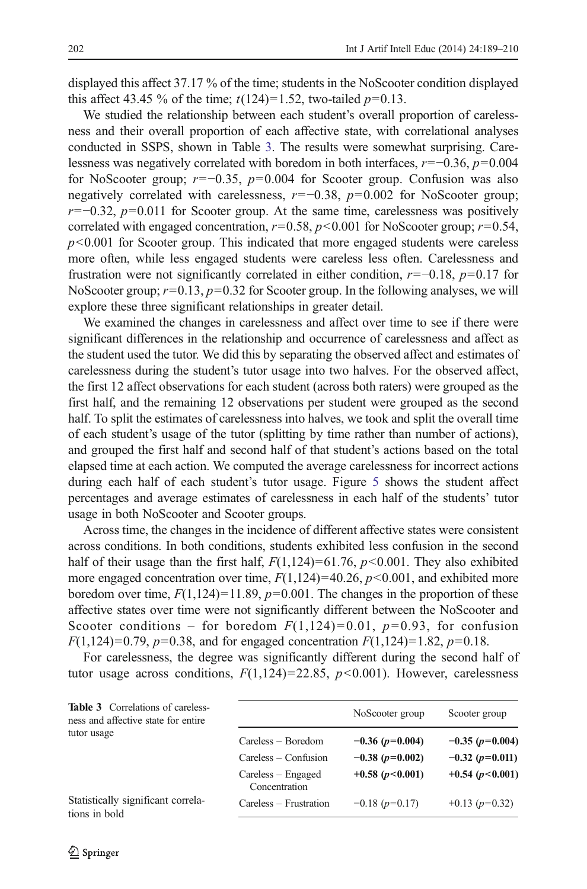displayed this affect 37.17 % of the time; students in the NoScooter condition displayed this affect 43.45 % of the time; $t(124)=1.52$, two-tailed $p=0.13$.

We studied the relationship between each student's overall proportion of carelessness and their overall proportion of each affective state, with correlational analyses conducted in SSPS, shown in Table 3. The results were somewhat surprising. Carelessness was negatively correlated with boredom in both interfaces, $r=-0.36$, $p=0.004$ for NoScooter group; $r=-0.35$, $p=0.004$ for Scooter group. Confusion was also negatively correlated with carelessness, $r=-0.38$, $p=0.002$ for NoScooter group; $r=-0.32$, $p=0.011$ for Scooter group. At the same time, carelessness was positively correlated with engaged concentration, $r=0.58$, $p<0.001$ for NoScooter group; $r=0.54$, $p<0.001$ for Scooter group. This indicated that more engaged students were careless more often, while less engaged students were careless less often. Carelessness and frustration were not significantly correlated in either condition, $r=-0.18$, $p=0.17$ for NoScooter group; $r=0.13$, $p=0.32$ for Scooter group. In the following analyses, we will explore these three significant relationships in greater detail.

We examined the changes in carelessness and affect over time to see if there were significant differences in the relationship and occurrence of carelessness and affect as the student used the tutor. We did this by separating the observed affect and estimates of carelessness during the student's tutor usage into two halves. For the observed affect, the first 12 affect observations for each student (across both raters) were grouped as the first half, and the remaining 12 observations per student were grouped as the second half. To split the estimates of carelessness into halves, we took and split the overall time of each student's usage of the tutor (splitting by time rather than number of actions), and grouped the first half and second half of that student's actions based on the total elapsed time at each action. We computed the average carelessness for incorrect actions during each half of each student's tutor usage. Figure 5 shows the student affect percentages and average estimates of carelessness in each half of the students' tutor usage in both NoScooter and Scooter groups.

Across time, the changes in the incidence of different affective states were consistent across conditions. In both conditions, students exhibited less confusion in the second half of their usage than the first half, $F(1,124)=61.76$, $p<0.001$. They also exhibited more engaged concentration over time, $F(1,124)=40.26$, $p<0.001$, and exhibited more boredom over time, $F(1,124)=11.89$, $p=0.001$. The changes in the proportion of these affective states over time were not significantly different between the NoScooter and Scooter conditions – for boredom $F(1,124)=0.01$, $p=0.93$, for confusion $F(1,124)=0.79$, $p=0.38$, and for engaged concentration $F(1,124)=1.82$, $p=0.18$.

For carelessness, the degree was significantly different during the second half of tutor usage across conditions, $F(1,124)=22.85$, $p<0.001$). However, carelessness

**Table 3** Correlations of carelessness and affective state for entire tutor usage

| | NoScooter group | Scooter group |
|---|---|---|
| Careless – Boredom | **−0.36 ($p$=0.004)** | **−0.35 ($p$=0.004)** |
| Careless – Confusion | **−0.38 ($p$=0.002)** | **−0.32 ($p$=0.011)** |
| Careless – Engaged Concentration | **+0.58 ($p$<0.001)** | **+0.54 ($p$<0.001)** |
| Careless – Frustration | −0.18 ($p$=0.17) | +0.13 ($p$=0.32) |

Statistically significant correlations in bold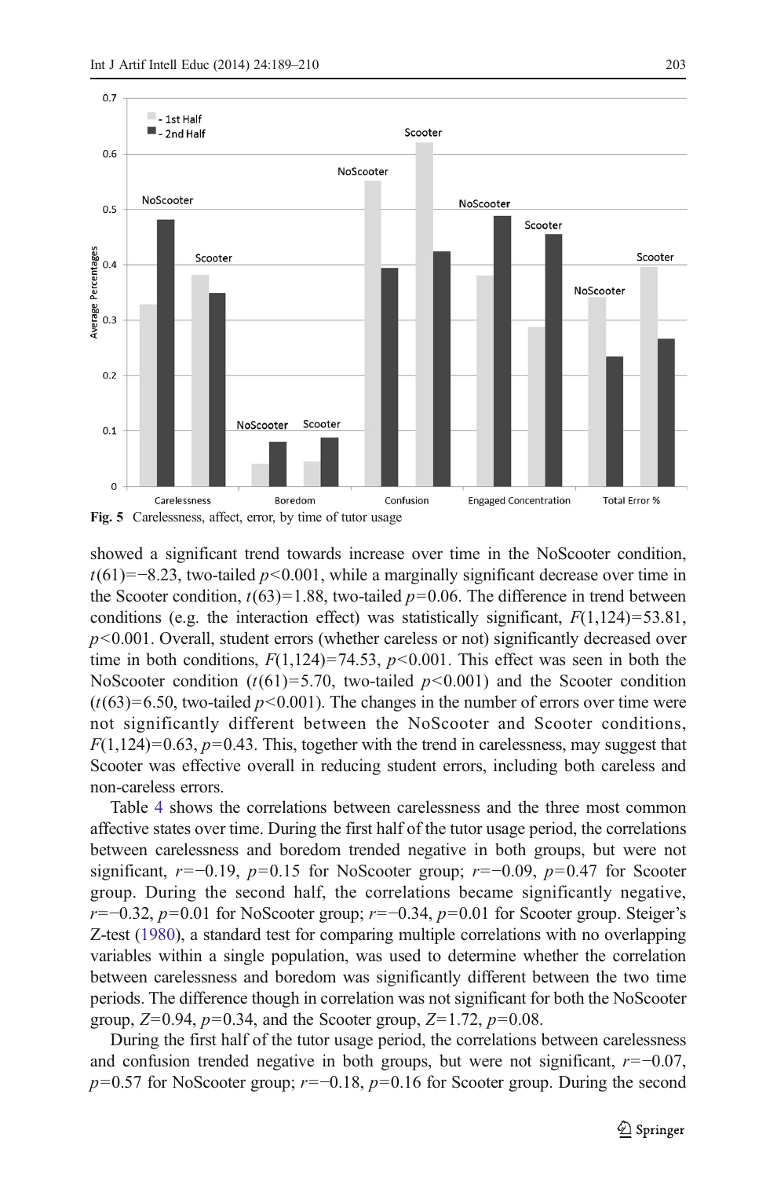Fig. 5 Carelessness, affect, error, by time of tutor usage

showed a significant trend towards increase over time in the NoScooter condition, $t(61)=-8.23$, two-tailed $p<0.001$, while a marginally significant decrease over time in the Scooter condition, $t(63)=1.88$, two-tailed $p=0.06$. The difference in trend between conditions (e.g. the interaction effect) was statistically significant, $F(1,124)=53.81$, $p<0.001$. Overall, student errors (whether careless or not) significantly decreased over time in both conditions, $F(1,124)=74.53$, $p<0.001$. This effect was seen in both the NoScooter condition ($t(61)=5.70$, two-tailed $p<0.001$) and the Scooter condition ($t(63)=6.50$, two-tailed $p<0.001$). The changes in the number of errors over time were not significantly different between the NoScooter and Scooter conditions, $F(1,124)=0.63$, $p=0.43$. This, together with the trend in carelessness, may suggest that Scooter was effective overall in reducing student errors, including both careless and non-careless errors.

Table 4 shows the correlations between carelessness and the three most common affective states over time. During the first half of the tutor usage period, the correlations between carelessness and boredom trended negative in both groups, but were not significant, $r=-0.19$, $p=0.15$ for NoScooter group; $r=-0.09$, $p=0.47$ for Scooter group. During the second half, the correlations became significantly negative, $r=-0.32$, $p=0.01$ for NoScooter group; $r=-0.34$, $p=0.01$ for Scooter group. Steiger's Z-test (1980), a standard test for comparing multiple correlations with no overlapping variables within a single population, was used to determine whether the correlation between carelessness and boredom was significantly different between the two time periods. The difference though in correlation was not significant for both the NoScooter group, $Z=0.94$, $p=0.34$, and the Scooter group, $Z=1.72$, $p=0.08$.

During the first half of the tutor usage period, the correlations between carelessness and confusion trended negative in both groups, but were not significant, $r=-0.07$, $p=0.57$ for NoScooter group; $r=-0.18$, $p=0.16$ for Scooter group. During the second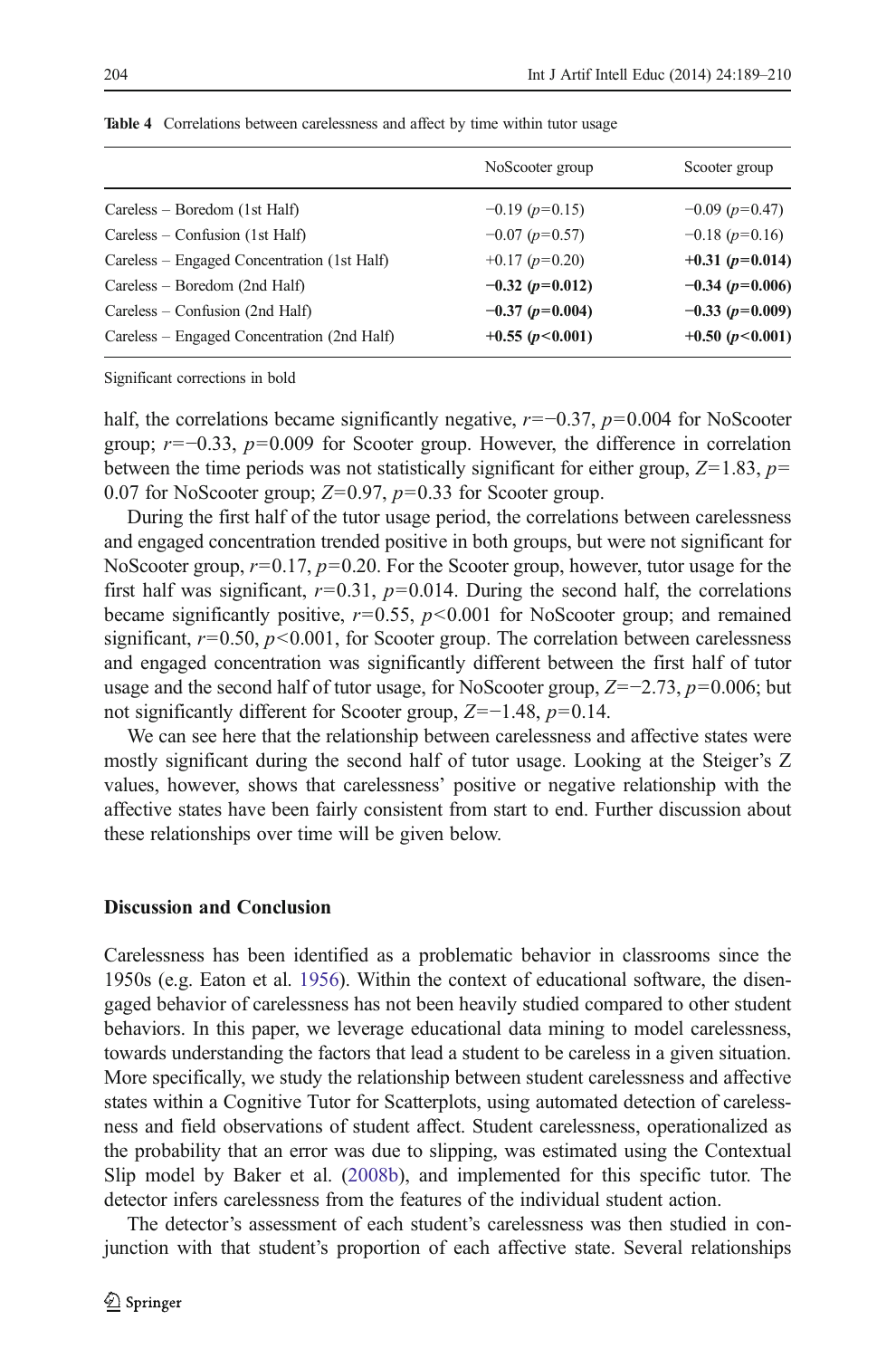**Table 4** Correlations between carelessness and affect by time within tutor usage

| | NoScooter group | Scooter group |
|---|---|---|
| Careless – Boredom (1st Half) | −0.19 ($p$=0.15) | −0.09 ($p$=0.47) |
| Careless – Confusion (1st Half) | −0.07 ($p$=0.57) | −0.18 ($p$=0.16) |
| Careless – Engaged Concentration (1st Half) | +0.17 ($p$=0.20) | **+0.31 ($p$=0.014)** |
| Careless – Boredom (2nd Half) | **−0.32 ($p$=0.012)** | **−0.34 ($p$=0.006)** |
| Careless – Confusion (2nd Half) | **−0.37 ($p$=0.004)** | **−0.33 ($p$=0.009)** |
| Careless – Engaged Concentration (2nd Half) | **+0.55 ($p$<0.001)** | **+0.50 ($p$<0.001)** |

Significant corrections in bold

half, the correlations became significantly negative, $r$=−0.37, $p$=0.004 for NoScooter group; $r$=−0.33, $p$=0.009 for Scooter group. However, the difference in correlation between the time periods was not statistically significant for either group, $Z$=1.83, $p$= 0.07 for NoScooter group; $Z$=0.97, $p$=0.33 for Scooter group.

During the first half of the tutor usage period, the correlations between carelessness and engaged concentration trended positive in both groups, but were not significant for NoScooter group, $r$=0.17, $p$=0.20. For the Scooter group, however, tutor usage for the first half was significant, $r$=0.31, $p$=0.014. During the second half, the correlations became significantly positive, $r$=0.55, $p$<0.001 for NoScooter group; and remained significant, $r$=0.50, $p$<0.001, for Scooter group. The correlation between carelessness and engaged concentration was significantly different between the first half of tutor usage and the second half of tutor usage, for NoScooter group, $Z$=−2.73, $p$=0.006; but not significantly different for Scooter group, $Z$=−1.48, $p$=0.14.

We can see here that the relationship between carelessness and affective states were mostly significant during the second half of tutor usage. Looking at the Steiger's Z values, however, shows that carelessness' positive or negative relationship with the affective states have been fairly consistent from start to end. Further discussion about these relationships over time will be given below.

## Discussion and Conclusion

Carelessness has been identified as a problematic behavior in classrooms since the 1950s (e.g. Eaton et al. 1956). Within the context of educational software, the disengaged behavior of carelessness has not been heavily studied compared to other student behaviors. In this paper, we leverage educational data mining to model carelessness, towards understanding the factors that lead a student to be careless in a given situation. More specifically, we study the relationship between student carelessness and affective states within a Cognitive Tutor for Scatterplots, using automated detection of carelessness and field observations of student affect. Student carelessness, operationalized as the probability that an error was due to slipping, was estimated using the Contextual Slip model by Baker et al. (2008b), and implemented for this specific tutor. The detector infers carelessness from the features of the individual student action.

The detector's assessment of each student's carelessness was then studied in conjunction with that student's proportion of each affective state. Several relationships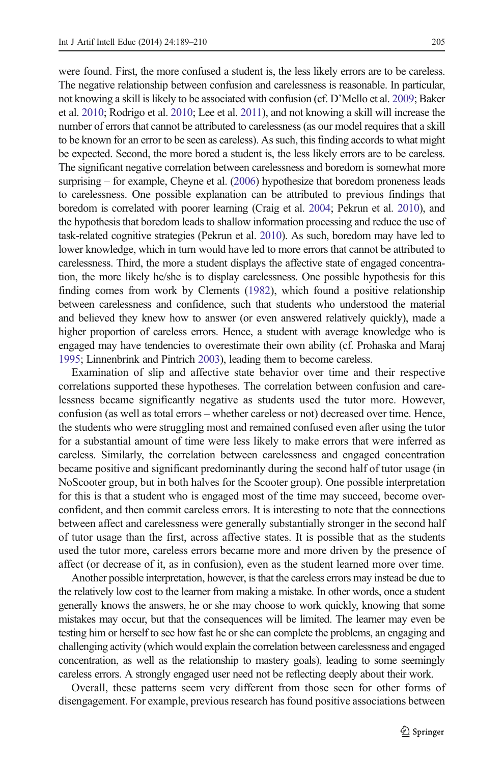were found. First, the more confused a student is, the less likely errors are to be careless. The negative relationship between confusion and carelessness is reasonable. In particular, not knowing a skill is likely to be associated with confusion (cf. D'Mello et al. 2009; Baker et al. 2010; Rodrigo et al. 2010; Lee et al. 2011), and not knowing a skill will increase the number of errors that cannot be attributed to carelessness (as our model requires that a skill to be known for an error to be seen as careless). As such, this finding accords to what might be expected. Second, the more bored a student is, the less likely errors are to be careless. The significant negative correlation between carelessness and boredom is somewhat more surprising – for example, Cheyne et al. (2006) hypothesize that boredom proneness leads to carelessness. One possible explanation can be attributed to previous findings that boredom is correlated with poorer learning (Craig et al. 2004; Pekrun et al. 2010), and the hypothesis that boredom leads to shallow information processing and reduce the use of task-related cognitive strategies (Pekrun et al. 2010). As such, boredom may have led to lower knowledge, which in turn would have led to more errors that cannot be attributed to carelessness. Third, the more a student displays the affective state of engaged concentration, the more likely he/she is to display carelessness. One possible hypothesis for this finding comes from work by Clements (1982), which found a positive relationship between carelessness and confidence, such that students who understood the material and believed they knew how to answer (or even answered relatively quickly), made a higher proportion of careless errors. Hence, a student with average knowledge who is engaged may have tendencies to overestimate their own ability (cf. Prohaska and Maraj 1995; Linnenbrink and Pintrich 2003), leading them to become careless.

Examination of slip and affective state behavior over time and their respective correlations supported these hypotheses. The correlation between confusion and carelessness became significantly negative as students used the tutor more. However, confusion (as well as total errors – whether careless or not) decreased over time. Hence, the students who were struggling most and remained confused even after using the tutor for a substantial amount of time were less likely to make errors that were inferred as careless. Similarly, the correlation between carelessness and engaged concentration became positive and significant predominantly during the second half of tutor usage (in NoScooter group, but in both halves for the Scooter group). One possible interpretation for this is that a student who is engaged most of the time may succeed, become overconfident, and then commit careless errors. It is interesting to note that the connections between affect and carelessness were generally substantially stronger in the second half of tutor usage than the first, across affective states. It is possible that as the students used the tutor more, careless errors became more and more driven by the presence of affect (or decrease of it, as in confusion), even as the student learned more over time.

Another possible interpretation, however, is that the careless errors may instead be due to the relatively low cost to the learner from making a mistake. In other words, once a student generally knows the answers, he or she may choose to work quickly, knowing that some mistakes may occur, but that the consequences will be limited. The learner may even be testing him or herself to see how fast he or she can complete the problems, an engaging and challenging activity (which would explain the correlation between carelessness and engaged concentration, as well as the relationship to mastery goals), leading to some seemingly careless errors. A strongly engaged user need not be reflecting deeply about their work.

Overall, these patterns seem very different from those seen for other forms of disengagement. For example, previous research has found positive associations between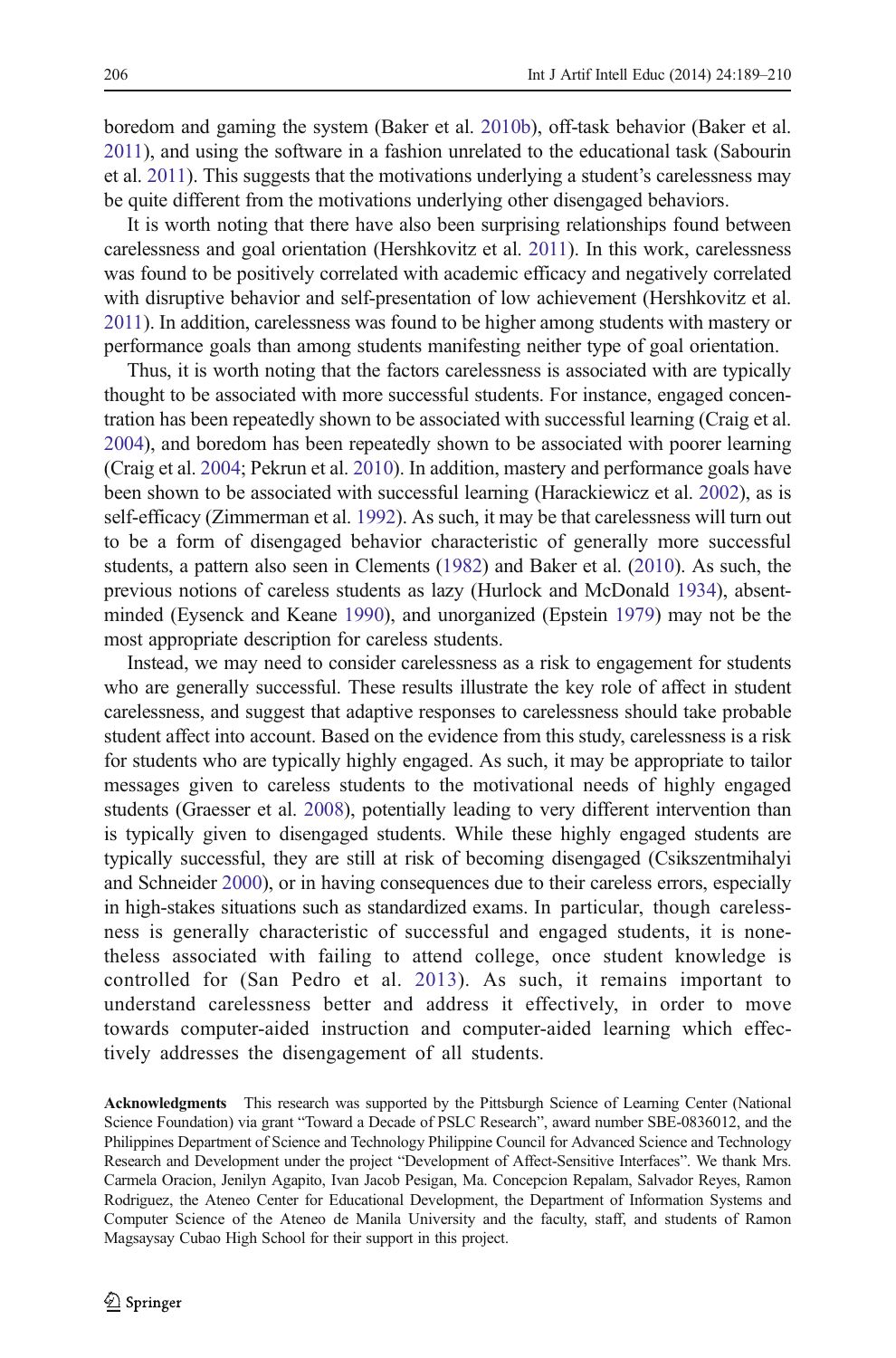boredom and gaming the system (Baker et al. 2010b), off-task behavior (Baker et al. 2011), and using the software in a fashion unrelated to the educational task (Sabourin et al. 2011). This suggests that the motivations underlying a student's carelessness may be quite different from the motivations underlying other disengaged behaviors.

It is worth noting that there have also been surprising relationships found between carelessness and goal orientation (Hershkovitz et al. 2011). In this work, carelessness was found to be positively correlated with academic efficacy and negatively correlated with disruptive behavior and self-presentation of low achievement (Hershkovitz et al. 2011). In addition, carelessness was found to be higher among students with mastery or performance goals than among students manifesting neither type of goal orientation.

Thus, it is worth noting that the factors carelessness is associated with are typically thought to be associated with more successful students. For instance, engaged concentration has been repeatedly shown to be associated with successful learning (Craig et al. 2004), and boredom has been repeatedly shown to be associated with poorer learning (Craig et al. 2004; Pekrun et al. 2010). In addition, mastery and performance goals have been shown to be associated with successful learning (Harackiewicz et al. 2002), as is self-efficacy (Zimmerman et al. 1992). As such, it may be that carelessness will turn out to be a form of disengaged behavior characteristic of generally more successful students, a pattern also seen in Clements (1982) and Baker et al. (2010). As such, the previous notions of careless students as lazy (Hurlock and McDonald 1934), absent-minded (Eysenck and Keane 1990), and unorganized (Epstein 1979) may not be the most appropriate description for careless students.

Instead, we may need to consider carelessness as a risk to engagement for students who are generally successful. These results illustrate the key role of affect in student carelessness, and suggest that adaptive responses to carelessness should take probable student affect into account. Based on the evidence from this study, carelessness is a risk for students who are typically highly engaged. As such, it may be appropriate to tailor messages given to careless students to the motivational needs of highly engaged students (Graesser et al. 2008), potentially leading to very different intervention than is typically given to disengaged students. While these highly engaged students are typically successful, they are still at risk of becoming disengaged (Csikszentmihalyi and Schneider 2000), or in having consequences due to their careless errors, especially in high-stakes situations such as standardized exams. In particular, though carelessness is generally characteristic of successful and engaged students, it is nonetheless associated with failing to attend college, once student knowledge is controlled for (San Pedro et al. 2013). As such, it remains important to understand carelessness better and address it effectively, in order to move towards computer-aided instruction and computer-aided learning which effectively addresses the disengagement of all students.

**Acknowledgments** This research was supported by the Pittsburgh Science of Learning Center (National Science Foundation) via grant "Toward a Decade of PSLC Research", award number SBE-0836012, and the Philippines Department of Science and Technology Philippine Council for Advanced Science and Technology Research and Development under the project "Development of Affect-Sensitive Interfaces". We thank Mrs. Carmela Oracion, Jenilyn Agapito, Ivan Jacob Pesigan, Ma. Concepcion Repalam, Salvador Reyes, Ramon Rodriguez, the Ateneo Center for Educational Development, the Department of Information Systems and Computer Science of the Ateneo de Manila University and the faculty, staff, and students of Ramon Magsaysay Cubao High School for their support in this project.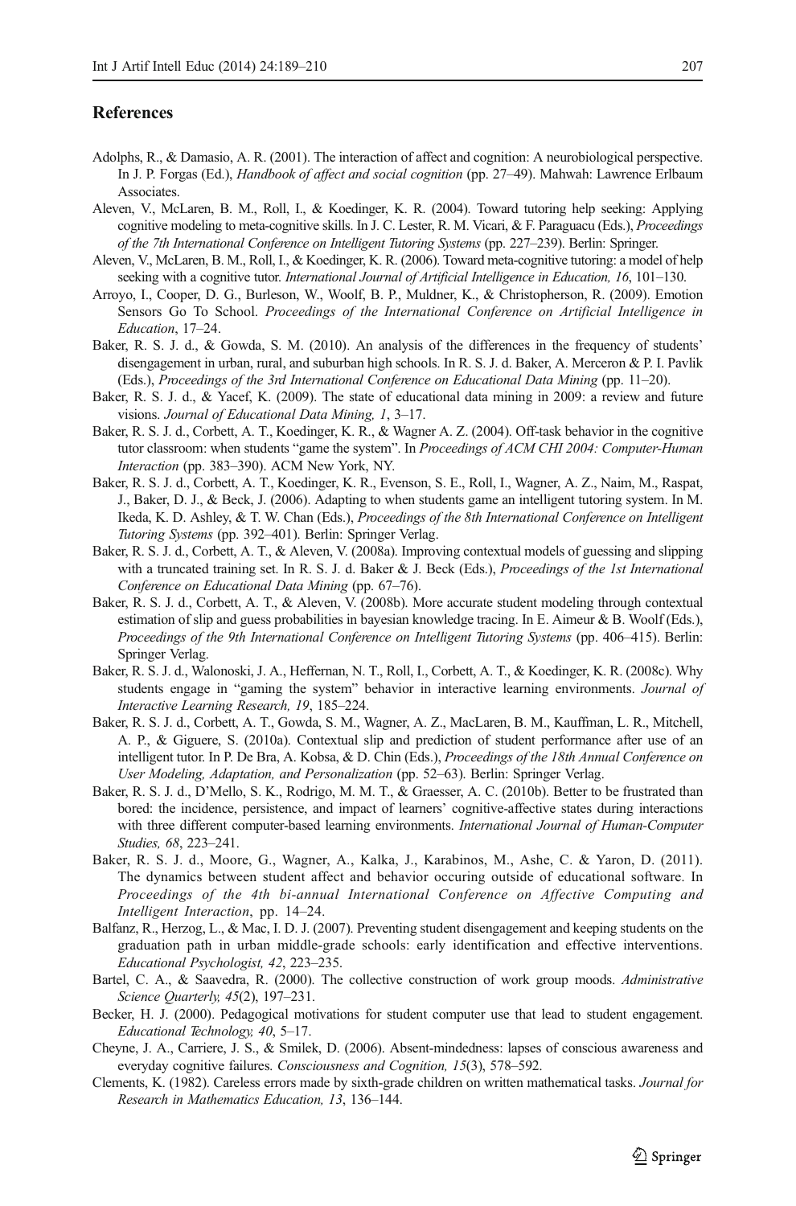## References

Adolphs, R., & Damasio, A. R. (2001). The interaction of affect and cognition: A neurobiological perspective. In J. P. Forgas (Ed.), *Handbook of affect and social cognition* (pp. 27–49). Mahwah: Lawrence Erlbaum Associates.

Aleven, V., McLaren, B. M., Roll, I., & Koedinger, K. R. (2004). Toward tutoring help seeking: Applying cognitive modeling to meta-cognitive skills. In J. C. Lester, R. M. Vicari, & F. Paraguacu (Eds.), *Proceedings of the 7th International Conference on Intelligent Tutoring Systems* (pp. 227–239). Berlin: Springer.

Aleven, V., McLaren, B. M., Roll, I., & Koedinger, K. R. (2006). Toward meta-cognitive tutoring: a model of help seeking with a cognitive tutor. *International Journal of Artificial Intelligence in Education, 16*, 101–130.

Arroyo, I., Cooper, D. G., Burleson, W., Woolf, B. P., Muldner, K., & Christopherson, R. (2009). Emotion Sensors Go To School. *Proceedings of the International Conference on Artificial Intelligence in Education*, 17–24.

Baker, R. S. J. d., & Gowda, S. M. (2010). An analysis of the differences in the frequency of students' disengagement in urban, rural, and suburban high schools. In R. S. J. d. Baker, A. Merceron & P. I. Pavlik (Eds.), *Proceedings of the 3rd International Conference on Educational Data Mining* (pp. 11–20).

Baker, R. S. J. d., & Yacef, K. (2009). The state of educational data mining in 2009: a review and future visions. *Journal of Educational Data Mining, 1*, 3–17.

Baker, R. S. J. d., Corbett, A. T., Koedinger, K. R., & Wagner A. Z. (2004). Off-task behavior in the cognitive tutor classroom: when students "game the system". In *Proceedings of ACM CHI 2004: Computer-Human Interaction* (pp. 383–390). ACM New York, NY.

Baker, R. S. J. d., Corbett, A. T., Koedinger, K. R., Evenson, S. E., Roll, I., Wagner, A. Z., Naim, M., Raspat, J., Baker, D. J., & Beck, J. (2006). Adapting to when students game an intelligent tutoring system. In M. Ikeda, K. D. Ashley, & T. W. Chan (Eds.), *Proceedings of the 8th International Conference on Intelligent Tutoring Systems* (pp. 392–401). Berlin: Springer Verlag.

Baker, R. S. J. d., Corbett, A. T., & Aleven, V. (2008a). Improving contextual models of guessing and slipping with a truncated training set. In R. S. J. d. Baker & J. Beck (Eds.), *Proceedings of the 1st International Conference on Educational Data Mining* (pp. 67–76).

Baker, R. S. J. d., Corbett, A. T., & Aleven, V. (2008b). More accurate student modeling through contextual estimation of slip and guess probabilities in bayesian knowledge tracing. In E. Aimeur & B. Woolf (Eds.), *Proceedings of the 9th International Conference on Intelligent Tutoring Systems* (pp. 406–415). Berlin: Springer Verlag.

Baker, R. S. J. d., Walonoski, J. A., Heffernan, N. T., Roll, I., Corbett, A. T., & Koedinger, K. R. (2008c). Why students engage in "gaming the system" behavior in interactive learning environments. *Journal of Interactive Learning Research, 19*, 185–224.

Baker, R. S. J. d., Corbett, A. T., Gowda, S. M., Wagner, A. Z., MacLaren, B. M., Kauffman, L. R., Mitchell, A. P., & Giguere, S. (2010a). Contextual slip and prediction of student performance after use of an intelligent tutor. In P. De Bra, A. Kobsa, & D. Chin (Eds.), *Proceedings of the 18th Annual Conference on User Modeling, Adaptation, and Personalization* (pp. 52–63). Berlin: Springer Verlag.

Baker, R. S. J. d., D'Mello, S. K., Rodrigo, M. M. T., & Graesser, A. C. (2010b). Better to be frustrated than bored: the incidence, persistence, and impact of learners' cognitive-affective states during interactions with three different computer-based learning environments. *International Journal of Human-Computer Studies, 68*, 223–241.

Baker, R. S. J. d., Moore, G., Wagner, A., Kalka, J., Karabinos, M., Ashe, C. & Yaron, D. (2011). The dynamics between student affect and behavior occuring outside of educational software. In *Proceedings of the 4th bi-annual International Conference on Affective Computing and Intelligent Interaction*, pp. 14–24.

Balfanz, R., Herzog, L., & Mac, I. D. J. (2007). Preventing student disengagement and keeping students on the graduation path in urban middle-grade schools: early identification and effective interventions. *Educational Psychologist, 42*, 223–235.

Bartel, C. A., & Saavedra, R. (2000). The collective construction of work group moods. *Administrative Science Quarterly, 45*(2), 197–231.

Becker, H. J. (2000). Pedagogical motivations for student computer use that lead to student engagement. *Educational Technology, 40*, 5–17.

Cheyne, J. A., Carriere, J. S., & Smilek, D. (2006). Absent-mindedness: lapses of conscious awareness and everyday cognitive failures. *Consciousness and Cognition, 15*(3), 578–592.

Clements, K. (1982). Careless errors made by sixth-grade children on written mathematical tasks. *Journal for Research in Mathematics Education, 13*, 136–144.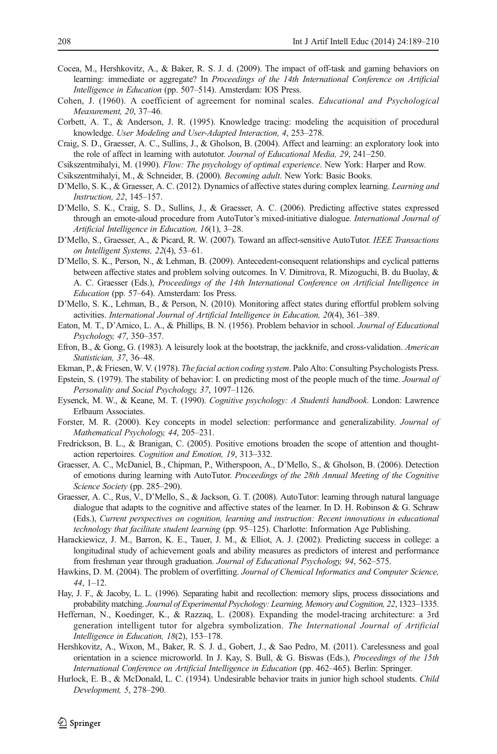Cocea, M., Hershkovitz, A., & Baker, R. S. J. d. (2009). The impact of off-task and gaming behaviors on learning: immediate or aggregate? In *Proceedings of the 14th International Conference on Artificial Intelligence in Education* (pp. 507–514). Amsterdam: IOS Press.

Cohen, J. (1960). A coefficient of agreement for nominal scales. *Educational and Psychological Measurement, 20*, 37–46.

Corbett, A. T., & Anderson, J. R. (1995). Knowledge tracing: modeling the acquisition of procedural knowledge. *User Modeling and User-Adapted Interaction, 4*, 253–278.

Craig, S. D., Graesser, A. C., Sullins, J., & Gholson, B. (2004). Affect and learning: an exploratory look into the role of affect in learning with autotutor. *Journal of Educational Media, 29*, 241–250.

Csikszentmihalyi, M. (1990). *Flow: The psychology of optimal experience*. New York: Harper and Row.

Csikszentmihalyi, M., & Schneider, B. (2000). *Becoming adult*. New York: Basic Books.

D'Mello, S. K., & Graesser, A. C. (2012). Dynamics of affective states during complex learning. *Learning and Instruction, 22*, 145–157.

D'Mello, S. K., Craig, S. D., Sullins, J., & Graesser, A. C. (2006). Predicting affective states expressed through an emote-aloud procedure from AutoTutor's mixed-initiative dialogue. *International Journal of Artificial Intelligence in Education, 16*(1), 3–28.

D'Mello, S., Graesser, A., & Picard, R. W. (2007). Toward an affect-sensitive AutoTutor. *IEEE Transactions on Intelligent Systems, 22*(4), 53–61.

D'Mello, S. K., Person, N., & Lehman, B. (2009). Antecedent-consequent relationships and cyclical patterns between affective states and problem solving outcomes. In V. Dimitrova, R. Mizoguchi, B. du Buolay, & A. C. Graesser (Eds.), *Proceedings of the 14th International Conference on Artificial Intelligence in Education* (pp. 57–64). Amsterdam: Ios Press.

D'Mello, S. K., Lehman, B., & Person, N. (2010). Monitoring affect states during effortful problem solving activities. *International Journal of Artificial Intelligence in Education, 20*(4), 361–389.

Eaton, M. T., D'Amico, L. A., & Phillips, B. N. (1956). Problem behavior in school. *Journal of Educational Psychology, 47*, 350–357.

Efron, B., & Gong, G. (1983). A leisurely look at the bootstrap, the jackknife, and cross-validation. *American Statistician, 37*, 36–48.

Ekman, P., & Friesen, W. V. (1978). *The facial action coding system*. Palo Alto: Consulting Psychologists Press.

Epstein, S. (1979). The stability of behavior: I. on predicting most of the people much of the time. *Journal of Personality and Social Psychology, 37*, 1097–1126.

Eysenck, M. W., & Keane, M. T. (1990). *Cognitive psychology: A Studentš handbook*. London: Lawrence Erlbaum Associates.

Forster, M. R. (2000). Key concepts in model selection: performance and generalizability. *Journal of Mathematical Psychology, 44*, 205–231.

Fredrickson, B. L., & Branigan, C. (2005). Positive emotions broaden the scope of attention and thought-action repertoires. *Cognition and Emotion, 19*, 313–332.

Graesser, A. C., McDaniel, B., Chipman, P., Witherspoon, A., D'Mello, S., & Gholson, B. (2006). Detection of emotions during learning with AutoTutor. *Proceedings of the 28th Annual Meeting of the Cognitive Science Society* (pp. 285–290).

Graesser, A. C., Rus, V., D'Mello, S., & Jackson, G. T. (2008). AutoTutor: learning through natural language dialogue that adapts to the cognitive and affective states of the learner. In D. H. Robinson & G. Schraw (Eds.), *Current perspectives on cognition, learning and instruction: Recent innovations in educational technology that facilitate student learning* (pp. 95–125). Charlotte: Information Age Publishing.

Harackiewicz, J. M., Barron, K. E., Tauer, J. M., & Elliot, A. J. (2002). Predicting success in college: a longitudinal study of achievement goals and ability measures as predictors of interest and performance from freshman year through graduation. *Journal of Educational Psychology, 94*, 562–575.

Hawkins, D. M. (2004). The problem of overfitting. *Journal of Chemical Informatics and Computer Science, 44*, 1–12.

Hay, J. F., & Jacoby, L. L. (1996). Separating habit and recollection: memory slips, process dissociations and probability matching. *Journal of Experimental Psychology: Learning, Memory and Cognition, 22*, 1323–1335.

Heffernan, N., Koedinger, K., & Razzaq, L. (2008). Expanding the model-tracing architecture: a 3rd generation intelligent tutor for algebra symbolization. *The International Journal of Artificial Intelligence in Education, 18*(2), 153–178.

Hershkovitz, A., Wixon, M., Baker, R. S. J. d., Gobert, J., & Sao Pedro, M. (2011). Carelessness and goal orientation in a science microworld. In J. Kay, S. Bull, & G. Biswas (Eds.), *Proceedings of the 15th International Conference on Artificial Intelligence in Education* (pp. 462–465). Berlin: Springer.

Hurlock, E. B., & McDonald, L. C. (1934). Undesirable behavior traits in junior high school students. *Child Development, 5*, 278–290.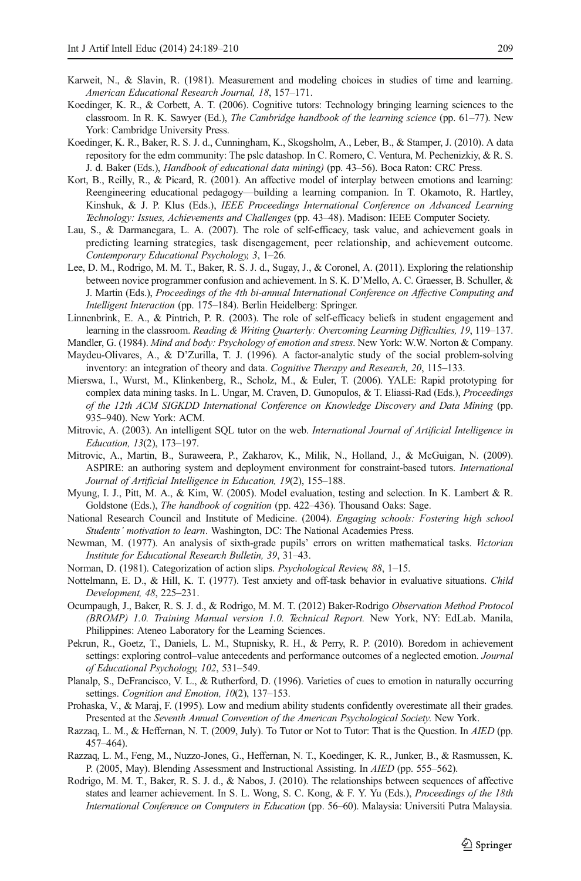Karweit, N., & Slavin, R. (1981). Measurement and modeling choices in studies of time and learning. *American Educational Research Journal, 18*, 157–171.

Koedinger, K. R., & Corbett, A. T. (2006). Cognitive tutors: Technology bringing learning sciences to the classroom. In R. K. Sawyer (Ed.), *The Cambridge handbook of the learning science* (pp. 61–77). New York: Cambridge University Press.

Koedinger, K. R., Baker, R. S. J. d., Cunningham, K., Skogsholm, A., Leber, B., & Stamper, J. (2010). A data repository for the edm community: The pslc datashop. In C. Romero, C. Ventura, M. Pechenizkiy, & R. S. J. d. Baker (Eds.), *Handbook of educational data mining)* (pp. 43–56). Boca Raton: CRC Press.

Kort, B., Reilly, R., & Picard, R. (2001). An affective model of interplay between emotions and learning: Reengineering educational pedagogy—building a learning companion. In T. Okamoto, R. Hartley, Kinshuk, & J. P. Klus (Eds.), *IEEE Proceedings International Conference on Advanced Learning Technology: Issues, Achievements and Challenges* (pp. 43–48). Madison: IEEE Computer Society.

Lau, S., & Darmanegara, L. A. (2007). The role of self-efficacy, task value, and achievement goals in predicting learning strategies, task disengagement, peer relationship, and achievement outcome. *Contemporary Educational Psychology, 3*, 1–26.

Lee, D. M., Rodrigo, M. M. T., Baker, R. S. J. d., Sugay, J., & Coronel, A. (2011). Exploring the relationship between novice programmer confusion and achievement. In S. K. D'Mello, A. C. Graesser, B. Schuller, & J. Martin (Eds.), *Proceedings of the 4th bi-annual International Conference on Affective Computing and Intelligent Interaction* (pp. 175–184). Berlin Heidelberg: Springer.

Linnenbrink, E. A., & Pintrich, P. R. (2003). The role of self-efficacy beliefs in student engagement and learning in the classroom. *Reading & Writing Quarterly: Overcoming Learning Difficulties, 19*, 119–137.

Mandler, G. (1984). *Mind and body: Psychology of emotion and stress*. New York: W.W. Norton & Company.

Maydeu-Olivares, A., & D'Zurilla, T. J. (1996). A factor-analytic study of the social problem-solving inventory: an integration of theory and data. *Cognitive Therapy and Research, 20*, 115–133.

Mierswa, I., Wurst, M., Klinkenberg, R., Scholz, M., & Euler, T. (2006). YALE: Rapid prototyping for complex data mining tasks. In L. Ungar, M. Craven, D. Gunopulos, & T. Eliassi-Rad (Eds.), *Proceedings of the 12th ACM SIGKDD International Conference on Knowledge Discovery and Data Mining* (pp. 935–940). New York: ACM.

Mitrovic, A. (2003). An intelligent SQL tutor on the web. *International Journal of Artificial Intelligence in Education, 13*(2), 173–197.

Mitrovic, A., Martin, B., Suraweera, P., Zakharov, K., Milik, N., Holland, J., & McGuigan, N. (2009). ASPIRE: an authoring system and deployment environment for constraint-based tutors. *International Journal of Artificial Intelligence in Education, 19*(2), 155–188.

Myung, I. J., Pitt, M. A., & Kim, W. (2005). Model evaluation, testing and selection. In K. Lambert & R. Goldstone (Eds.), *The handbook of cognition* (pp. 422–436). Thousand Oaks: Sage.

National Research Council and Institute of Medicine. (2004). *Engaging schools: Fostering high school Students' motivation to learn*. Washington, DC: The National Academies Press.

Newman, M. (1977). An analysis of sixth-grade pupils' errors on written mathematical tasks. *Victorian Institute for Educational Research Bulletin, 39*, 31–43.

Norman, D. (1981). Categorization of action slips. *Psychological Review, 88*, 1–15.

Nottelmann, E. D., & Hill, K. T. (1977). Test anxiety and off-task behavior in evaluative situations. *Child Development, 48*, 225–231.

Ocumpaugh, J., Baker, R. S. J. d., & Rodrigo, M. M. T. (2012) Baker-Rodrigo *Observation Method Protocol (BROMP) 1.0. Training Manual version 1.0. Technical Report.* New York, NY: EdLab. Manila, Philippines: Ateneo Laboratory for the Learning Sciences.

Pekrun, R., Goetz, T., Daniels, L. M., Stupnisky, R. H., & Perry, R. P. (2010). Boredom in achievement settings: exploring control–value antecedents and performance outcomes of a neglected emotion. *Journal of Educational Psychology, 102*, 531–549.

Planalp, S., DeFrancisco, V. L., & Rutherford, D. (1996). Varieties of cues to emotion in naturally occurring settings. *Cognition and Emotion, 10*(2), 137–153.

Prohaska, V., & Maraj, F. (1995). Low and medium ability students confidently overestimate all their grades. Presented at the *Seventh Annual Convention of the American Psychological Society.* New York.

Razzaq, L. M., & Heffernan, N. T. (2009, July). To Tutor or Not to Tutor: That is the Question. In *AIED* (pp. 457–464).

Razzaq, L. M., Feng, M., Nuzzo-Jones, G., Heffernan, N. T., Koedinger, K. R., Junker, B., & Rasmussen, K. P. (2005, May). Blending Assessment and Instructional Assisting. In *AIED* (pp. 555–562).

Rodrigo, M. M. T., Baker, R. S. J. d., & Nabos, J. (2010). The relationships between sequences of affective states and learner achievement. In S. L. Wong, S. C. Kong, & F. Y. Yu (Eds.), *Proceedings of the 18th International Conference on Computers in Education* (pp. 56–60). Malaysia: Universiti Putra Malaysia.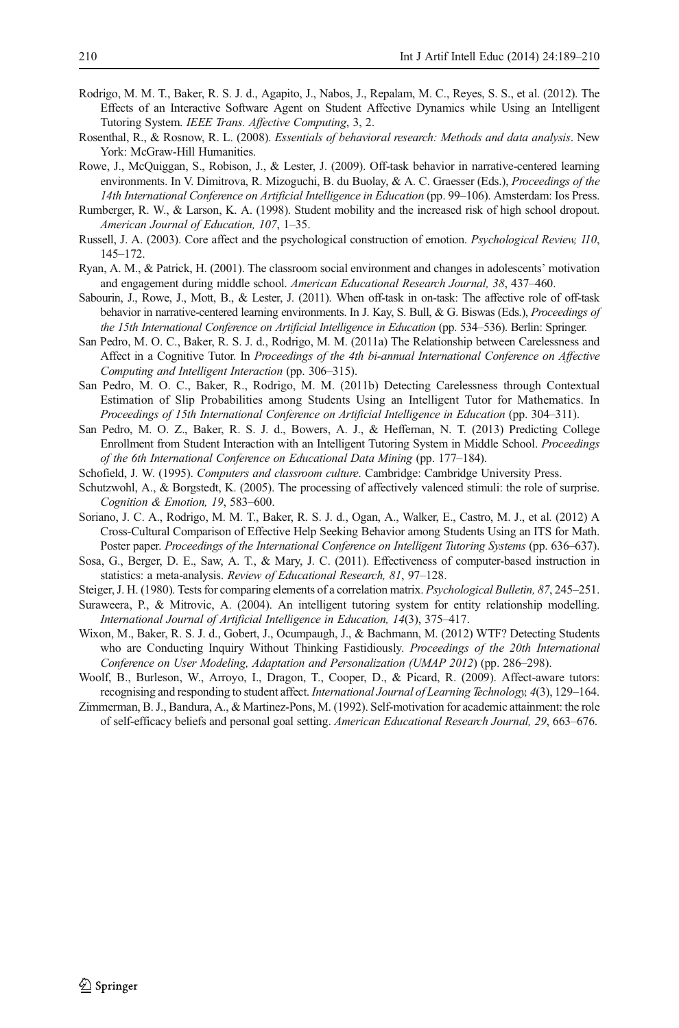Rodrigo, M. M. T., Baker, R. S. J. d., Agapito, J., Nabos, J., Repalam, M. C., Reyes, S. S., et al. (2012). The Effects of an Interactive Software Agent on Student Affective Dynamics while Using an Intelligent Tutoring System. *IEEE Trans. Affective Computing*, 3, 2.

Rosenthal, R., & Rosnow, R. L. (2008). *Essentials of behavioral research: Methods and data analysis*. New York: McGraw-Hill Humanities.

Rowe, J., McQuiggan, S., Robison, J., & Lester, J. (2009). Off-task behavior in narrative-centered learning environments. In V. Dimitrova, R. Mizoguchi, B. du Buolay, & A. C. Graesser (Eds.), *Proceedings of the 14th International Conference on Artificial Intelligence in Education* (pp. 99–106). Amsterdam: Ios Press.

Rumberger, R. W., & Larson, K. A. (1998). Student mobility and the increased risk of high school dropout. *American Journal of Education, 107*, 1–35.

Russell, J. A. (2003). Core affect and the psychological construction of emotion. *Psychological Review, 110*, 145–172.

Ryan, A. M., & Patrick, H. (2001). The classroom social environment and changes in adolescents' motivation and engagement during middle school. *American Educational Research Journal, 38*, 437–460.

Sabourin, J., Rowe, J., Mott, B., & Lester, J. (2011). When off-task in on-task: The affective role of off-task behavior in narrative-centered learning environments. In J. Kay, S. Bull, & G. Biswas (Eds.), *Proceedings of the 15th International Conference on Artificial Intelligence in Education* (pp. 534–536). Berlin: Springer.

San Pedro, M. O. C., Baker, R. S. J. d., Rodrigo, M. M. (2011a) The Relationship between Carelessness and Affect in a Cognitive Tutor. In *Proceedings of the 4th bi-annual International Conference on Affective Computing and Intelligent Interaction* (pp. 306–315).

San Pedro, M. O. C., Baker, R., Rodrigo, M. M. (2011b) Detecting Carelessness through Contextual Estimation of Slip Probabilities among Students Using an Intelligent Tutor for Mathematics. In *Proceedings of 15th International Conference on Artificial Intelligence in Education* (pp. 304–311).

San Pedro, M. O. Z., Baker, R. S. J. d., Bowers, A. J., & Heffernan, N. T. (2013) Predicting College Enrollment from Student Interaction with an Intelligent Tutoring System in Middle School. *Proceedings of the 6th International Conference on Educational Data Mining* (pp. 177–184).

Schofield, J. W. (1995). *Computers and classroom culture*. Cambridge: Cambridge University Press.

Schutzwohl, A., & Borgstedt, K. (2005). The processing of affectively valenced stimuli: the role of surprise. *Cognition & Emotion, 19*, 583–600.

Soriano, J. C. A., Rodrigo, M. M. T., Baker, R. S. J. d., Ogan, A., Walker, E., Castro, M. J., et al. (2012) A Cross-Cultural Comparison of Effective Help Seeking Behavior among Students Using an ITS for Math. Poster paper. *Proceedings of the International Conference on Intelligent Tutoring Systems* (pp. 636–637).

Sosa, G., Berger, D. E., Saw, A. T., & Mary, J. C. (2011). Effectiveness of computer-based instruction in statistics: a meta-analysis. *Review of Educational Research, 81*, 97–128.

Steiger, J. H. (1980). Tests for comparing elements of a correlation matrix. *Psychological Bulletin, 87*, 245–251.

Suraweera, P., & Mitrovic, A. (2004). An intelligent tutoring system for entity relationship modelling. *International Journal of Artificial Intelligence in Education, 14*(3), 375–417.

Wixon, M., Baker, R. S. J. d., Gobert, J., Ocumpaugh, J., & Bachmann, M. (2012) WTF? Detecting Students who are Conducting Inquiry Without Thinking Fastidiously. *Proceedings of the 20th International Conference on User Modeling, Adaptation and Personalization (UMAP 2012)* (pp. 286–298).

Woolf, B., Burleson, W., Arroyo, I., Dragon, T., Cooper, D., & Picard, R. (2009). Affect-aware tutors: recognising and responding to student affect. *International Journal of Learning Technology, 4*(3), 129–164.

Zimmerman, B. J., Bandura, A., & Martinez-Pons, M. (1992). Self-motivation for academic attainment: the role of self-efficacy beliefs and personal goal setting. *American Educational Research Journal, 29*, 663–676.